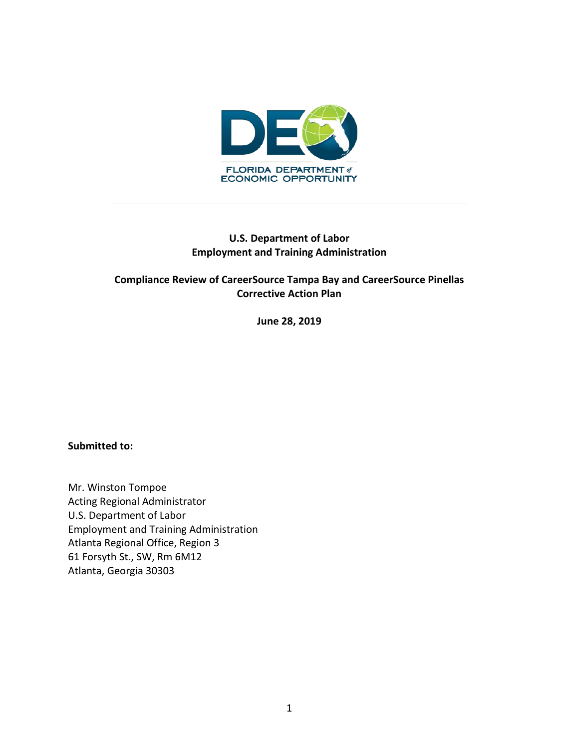FLORIDA DEPARTMENT of ECONOMIC OPPORTUNITY

---

**U.S. Department of Labor**
**Employment and Training Administration**

**Compliance Review of CareerSource Tampa Bay and CareerSource Pinellas**
**Corrective Action Plan**

**June 28, 2019**

**Submitted to:**

Mr. Winston Tompoe
Acting Regional Administrator
U.S. Department of Labor
Employment and Training Administration
Atlanta Regional Office, Region 3
61 Forsyth St., SW, Rm 6M12
Atlanta, Georgia 30303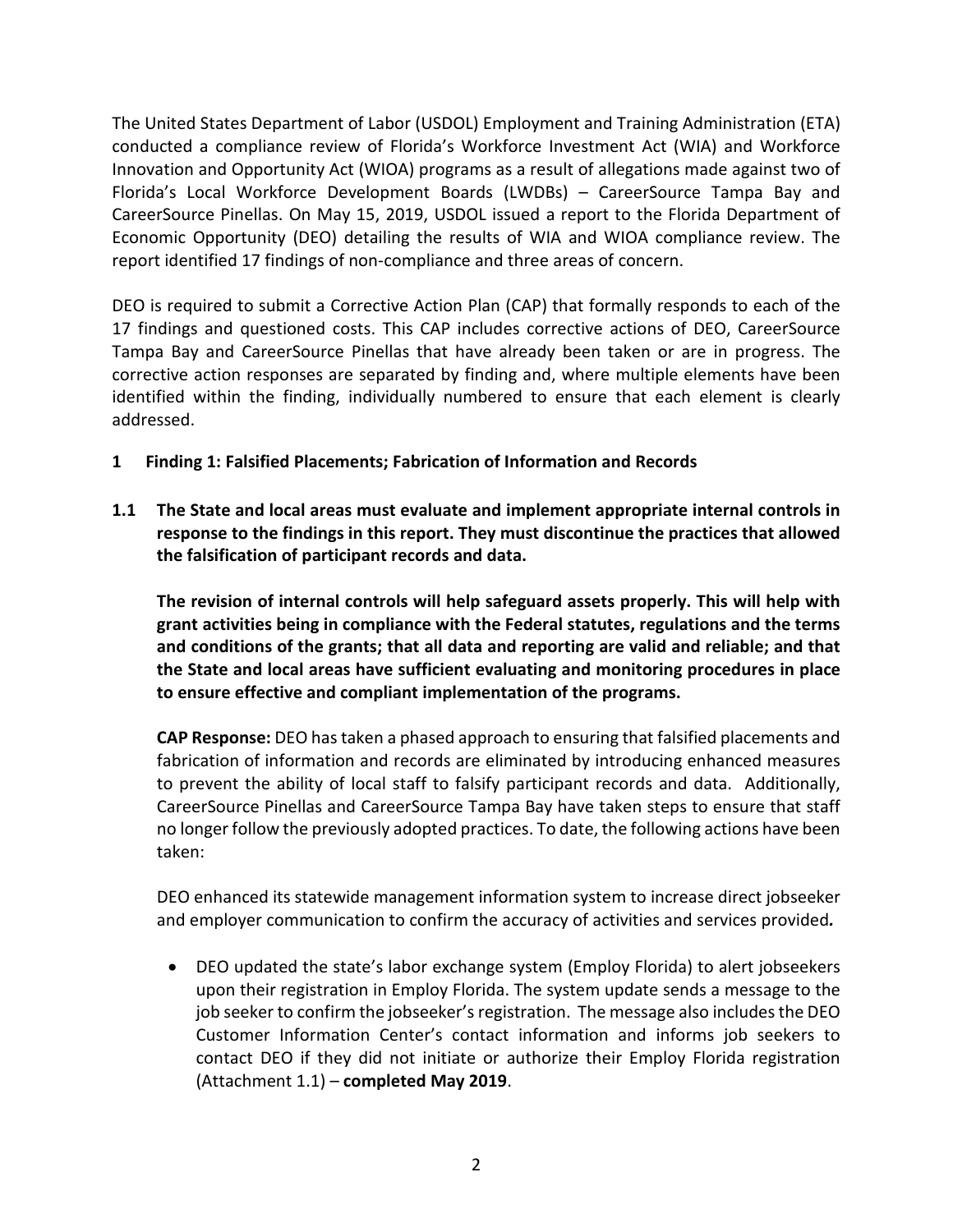The United States Department of Labor (USDOL) Employment and Training Administration (ETA) conducted a compliance review of Florida's Workforce Investment Act (WIA) and Workforce Innovation and Opportunity Act (WIOA) programs as a result of allegations made against two of Florida's Local Workforce Development Boards (LWDBs) – CareerSource Tampa Bay and CareerSource Pinellas. On May 15, 2019, USDOL issued a report to the Florida Department of Economic Opportunity (DEO) detailing the results of WIA and WIOA compliance review. The report identified 17 findings of non-compliance and three areas of concern.

DEO is required to submit a Corrective Action Plan (CAP) that formally responds to each of the 17 findings and questioned costs. This CAP includes corrective actions of DEO, CareerSource Tampa Bay and CareerSource Pinellas that have already been taken or are in progress. The corrective action responses are separated by finding and, where multiple elements have been identified within the finding, individually numbered to ensure that each element is clearly addressed.

## 1 Finding 1: Falsified Placements; Fabrication of Information and Records

### 1.1 The State and local areas must evaluate and implement appropriate internal controls in response to the findings in this report. They must discontinue the practices that allowed the falsification of participant records and data.

**The revision of internal controls will help safeguard assets properly. This will help with grant activities being in compliance with the Federal statutes, regulations and the terms and conditions of the grants; that all data and reporting are valid and reliable; and that the State and local areas have sufficient evaluating and monitoring procedures in place to ensure effective and compliant implementation of the programs.**

**CAP Response:** DEO has taken a phased approach to ensuring that falsified placements and fabrication of information and records are eliminated by introducing enhanced measures to prevent the ability of local staff to falsify participant records and data. Additionally, CareerSource Pinellas and CareerSource Tampa Bay have taken steps to ensure that staff no longer follow the previously adopted practices. To date, the following actions have been taken:

DEO enhanced its statewide management information system to increase direct jobseeker and employer communication to confirm the accuracy of activities and services provided*.*

- DEO updated the state's labor exchange system (Employ Florida) to alert jobseekers upon their registration in Employ Florida. The system update sends a message to the job seeker to confirm the jobseeker's registration. The message also includes the DEO Customer Information Center's contact information and informs job seekers to contact DEO if they did not initiate or authorize their Employ Florida registration (Attachment 1.1) – **completed May 2019**.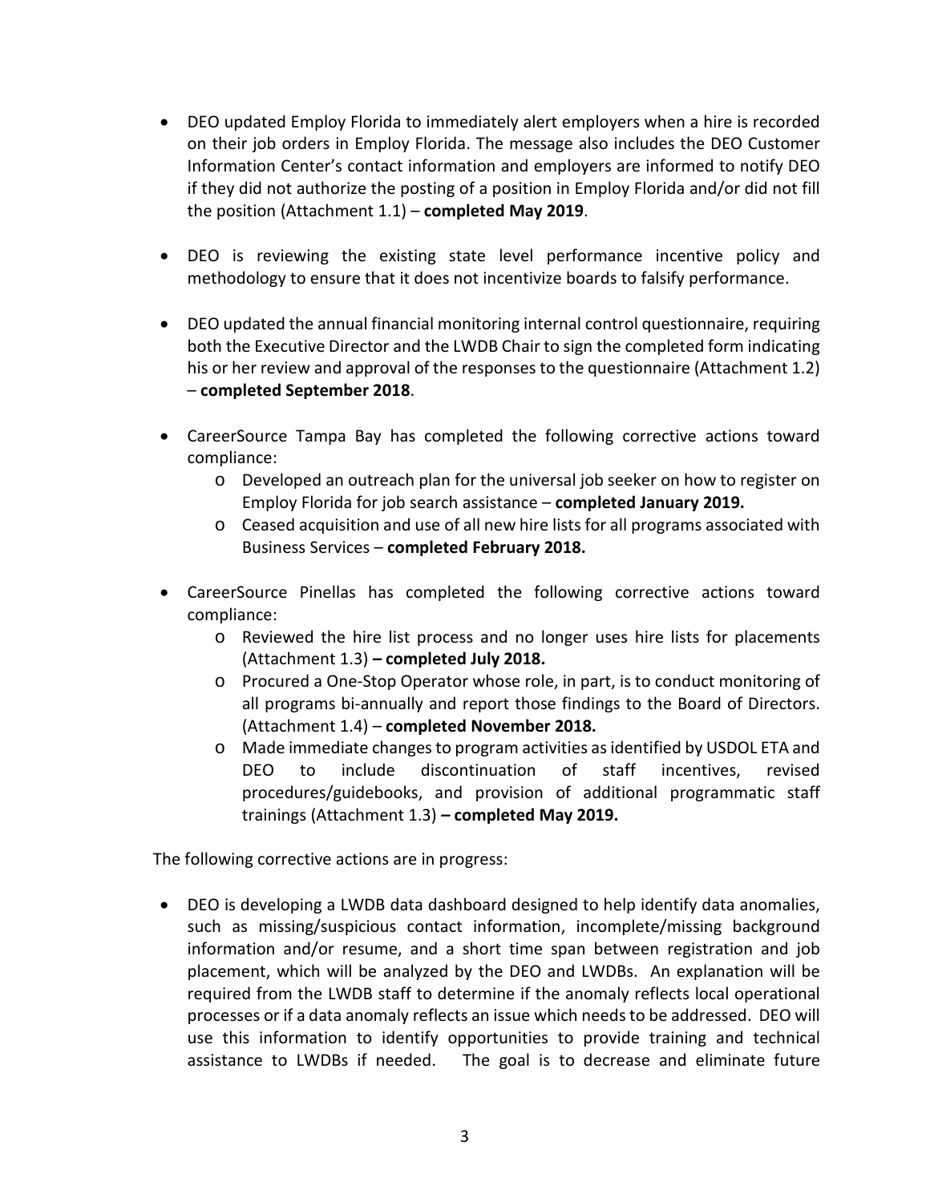- DEO updated Employ Florida to immediately alert employers when a hire is recorded on their job orders in Employ Florida. The message also includes the DEO Customer Information Center's contact information and employers are informed to notify DEO if they did not authorize the posting of a position in Employ Florida and/or did not fill the position (Attachment 1.1) – **completed May 2019**.

- DEO is reviewing the existing state level performance incentive policy and methodology to ensure that it does not incentivize boards to falsify performance.

- DEO updated the annual financial monitoring internal control questionnaire, requiring both the Executive Director and the LWDB Chair to sign the completed form indicating his or her review and approval of the responses to the questionnaire (Attachment 1.2) – **completed September 2018**.

- CareerSource Tampa Bay has completed the following corrective actions toward compliance:
    - Developed an outreach plan for the universal job seeker on how to register on Employ Florida for job search assistance – **completed January 2019.**
    - Ceased acquisition and use of all new hire lists for all programs associated with Business Services – **completed February 2018.**

- CareerSource Pinellas has completed the following corrective actions toward compliance:
    - Reviewed the hire list process and no longer uses hire lists for placements (Attachment 1.3) **– completed July 2018.**
    - Procured a One-Stop Operator whose role, in part, is to conduct monitoring of all programs bi-annually and report those findings to the Board of Directors. (Attachment 1.4) – **completed November 2018.**
    - Made immediate changes to program activities as identified by USDOL ETA and DEO to include discontinuation of staff incentives, revised procedures/guidebooks, and provision of additional programmatic staff trainings (Attachment 1.3) **– completed May 2019.**

The following corrective actions are in progress:

- DEO is developing a LWDB data dashboard designed to help identify data anomalies, such as missing/suspicious contact information, incomplete/missing background information and/or resume, and a short time span between registration and job placement, which will be analyzed by the DEO and LWDBs. An explanation will be required from the LWDB staff to determine if the anomaly reflects local operational processes or if a data anomaly reflects an issue which needs to be addressed. DEO will use this information to identify opportunities to provide training and technical assistance to LWDBs if needed. The goal is to decrease and eliminate future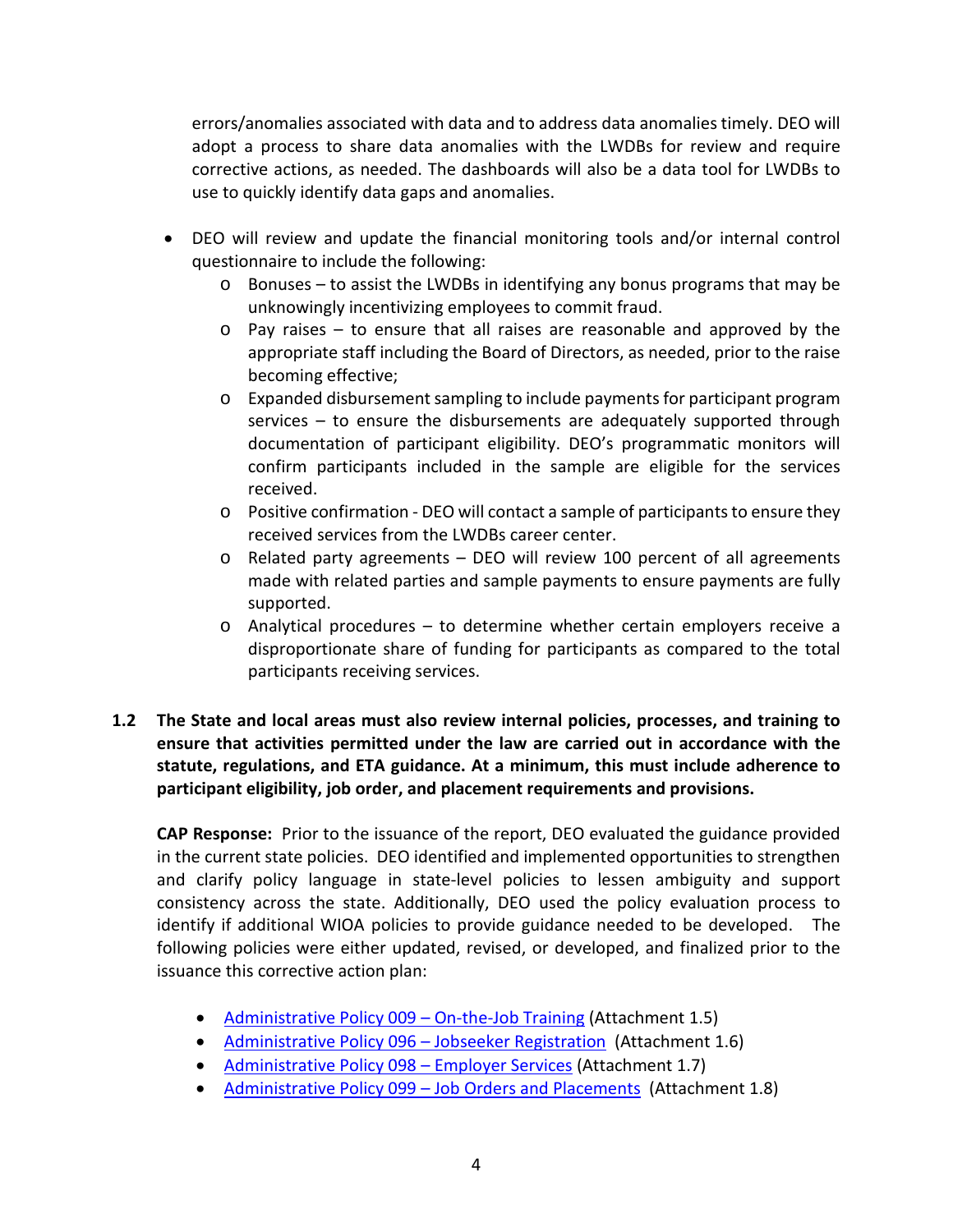errors/anomalies associated with data and to address data anomalies timely. DEO will adopt a process to share data anomalies with the LWDBs for review and require corrective actions, as needed. The dashboards will also be a data tool for LWDBs to use to quickly identify data gaps and anomalies.

- DEO will review and update the financial monitoring tools and/or internal control questionnaire to include the following:
  - Bonuses – to assist the LWDBs in identifying any bonus programs that may be unknowingly incentivizing employees to commit fraud.
  - Pay raises – to ensure that all raises are reasonable and approved by the appropriate staff including the Board of Directors, as needed, prior to the raise becoming effective;
  - Expanded disbursement sampling to include payments for participant program services – to ensure the disbursements are adequately supported through documentation of participant eligibility. DEO's programmatic monitors will confirm participants included in the sample are eligible for the services received.
  - Positive confirmation - DEO will contact a sample of participants to ensure they received services from the LWDBs career center.
  - Related party agreements – DEO will review 100 percent of all agreements made with related parties and sample payments to ensure payments are fully supported.
  - Analytical procedures – to determine whether certain employers receive a disproportionate share of funding for participants as compared to the total participants receiving services.

**1.2 The State and local areas must also review internal policies, processes, and training to ensure that activities permitted under the law are carried out in accordance with the statute, regulations, and ETA guidance. At a minimum, this must include adherence to participant eligibility, job order, and placement requirements and provisions.**

**CAP Response:** Prior to the issuance of the report, DEO evaluated the guidance provided in the current state policies. DEO identified and implemented opportunities to strengthen and clarify policy language in state-level policies to lessen ambiguity and support consistency across the state. Additionally, DEO used the policy evaluation process to identify if additional WIOA policies to provide guidance needed to be developed. The following policies were either updated, revised, or developed, and finalized prior to the issuance this corrective action plan:

- Administrative Policy 009 – On-the-Job Training (Attachment 1.5)
- Administrative Policy 096 – Jobseeker Registration (Attachment 1.6)
- Administrative Policy 098 – Employer Services (Attachment 1.7)
- Administrative Policy 099 – Job Orders and Placements (Attachment 1.8)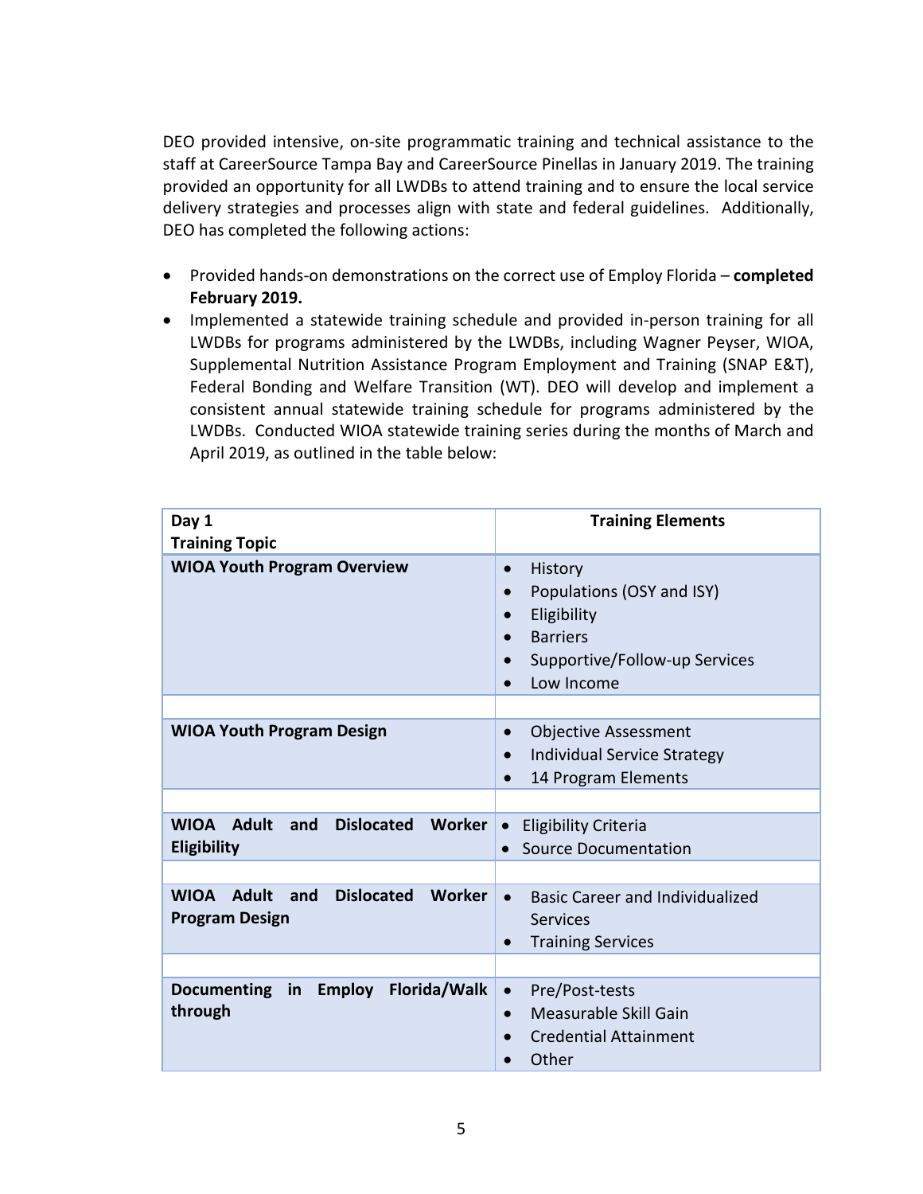DEO provided intensive, on-site programmatic training and technical assistance to the staff at CareerSource Tampa Bay and CareerSource Pinellas in January 2019. The training provided an opportunity for all LWDBs to attend training and to ensure the local service delivery strategies and processes align with state and federal guidelines. Additionally, DEO has completed the following actions:

- Provided hands-on demonstrations on the correct use of Employ Florida – **completed February 2019.**
- Implemented a statewide training schedule and provided in-person training for all LWDBs for programs administered by the LWDBs, including Wagner Peyser, WIOA, Supplemental Nutrition Assistance Program Employment and Training (SNAP E&T), Federal Bonding and Welfare Transition (WT). DEO will develop and implement a consistent annual statewide training schedule for programs administered by the LWDBs. Conducted WIOA statewide training series during the months of March and April 2019, as outlined in the table below:

| **Day 1**<br>**Training Topic** | **Training Elements** |
|---|---|
| **WIOA Youth Program Overview** | • History<br>• Populations (OSY and ISY)<br>• Eligibility<br>• Barriers<br>• Supportive/Follow-up Services<br>• Low Income |
| | |
| **WIOA Youth Program Design** | • Objective Assessment<br>• Individual Service Strategy<br>• 14 Program Elements |
| | |
| **WIOA Adult and Dislocated Worker Eligibility** | • Eligibility Criteria<br>• Source Documentation |
| | |
| **WIOA Adult and Dislocated Worker Program Design** | • Basic Career and Individualized Services<br>• Training Services |
| | |
| **Documenting in Employ Florida/Walk through** | • Pre/Post-tests<br>• Measurable Skill Gain<br>• Credential Attainment<br>• Other |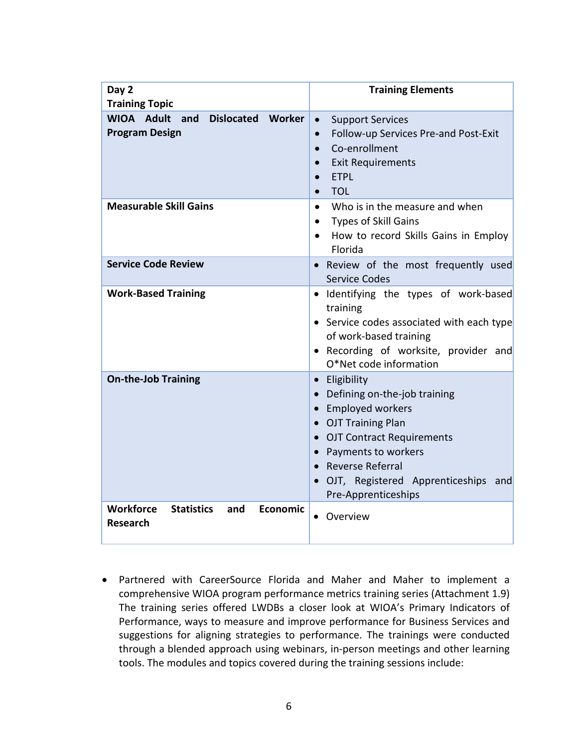| Day 2<br>Training Topic | Training Elements |
|---|---|
| **WIOA Adult and Dislocated Worker Program Design** | • Support Services<br>• Follow-up Services Pre-and Post-Exit<br>• Co-enrollment<br>• Exit Requirements<br>• ETPL<br>• TOL |
| **Measurable Skill Gains** | • Who is in the measure and when<br>• Types of Skill Gains<br>• How to record Skills Gains in Employ Florida |
| **Service Code Review** | • Review of the most frequently used Service Codes |
| **Work-Based Training** | • Identifying the types of work-based training<br>• Service codes associated with each type of work-based training<br>• Recording of worksite, provider and O*Net code information |
| **On-the-Job Training** | • Eligibility<br>• Defining on-the-job training<br>• Employed workers<br>• OJT Training Plan<br>• OJT Contract Requirements<br>• Payments to workers<br>• Reverse Referral<br>• OJT, Registered Apprenticeships and Pre-Apprenticeships |
| **Workforce Statistics and Economic Research** | • Overview |

- Partnered with CareerSource Florida and Maher and Maher to implement a comprehensive WIOA program performance metrics training series (Attachment 1.9) The training series offered LWDBs a closer look at WIOA's Primary Indicators of Performance, ways to measure and improve performance for Business Services and suggestions for aligning strategies to performance. The trainings were conducted through a blended approach using webinars, in-person meetings and other learning tools. The modules and topics covered during the training sessions include: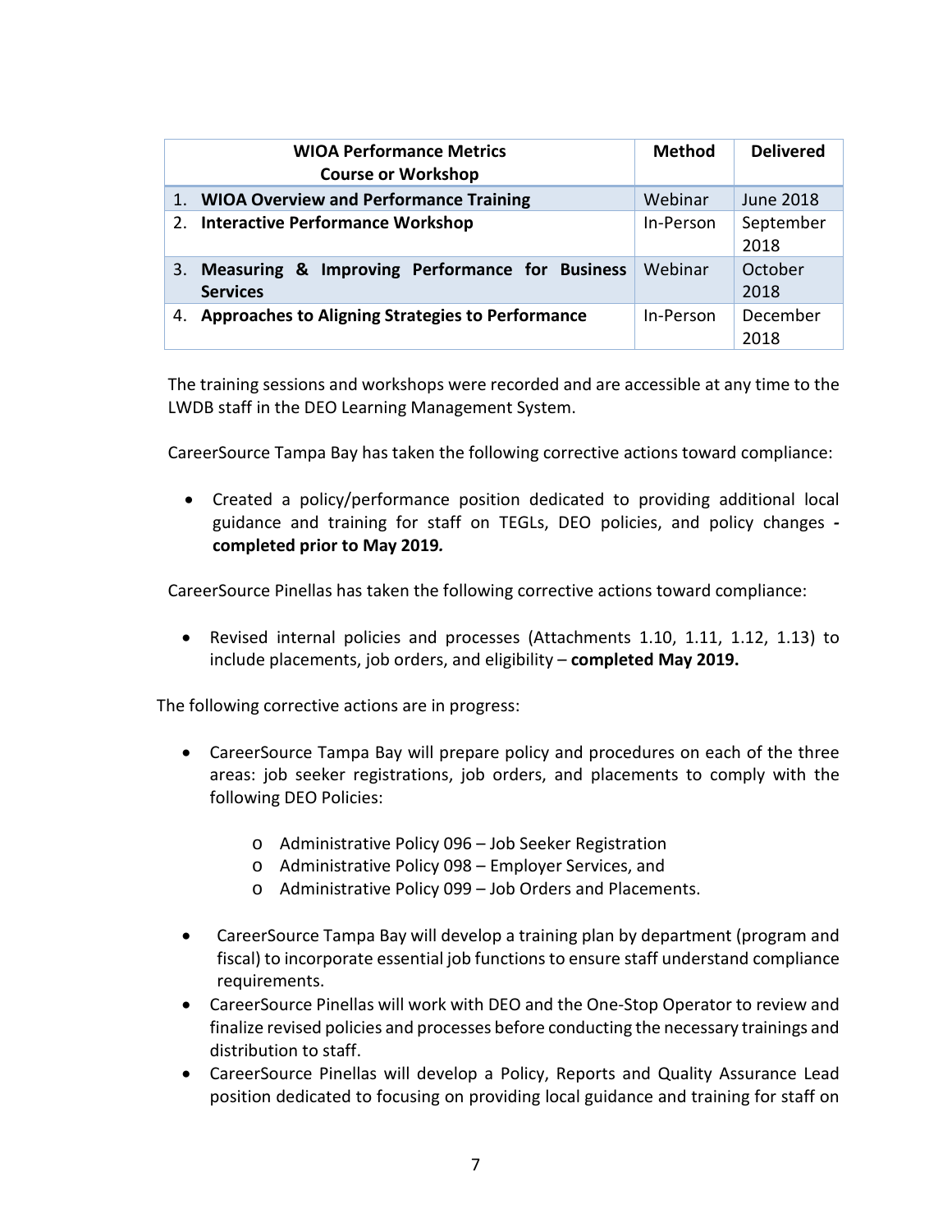| WIOA Performance Metrics Course or Workshop | Method | Delivered |
|---|---|---|
| 1. **WIOA Overview and Performance Training** | Webinar | June 2018 |
| 2. **Interactive Performance Workshop** | In-Person | September 2018 |
| 3. **Measuring & Improving Performance for Business Services** | Webinar | October 2018 |
| 4. **Approaches to Aligning Strategies to Performance** | In-Person | December 2018 |

The training sessions and workshops were recorded and are accessible at any time to the LWDB staff in the DEO Learning Management System.

CareerSource Tampa Bay has taken the following corrective actions toward compliance:

- Created a policy/performance position dedicated to providing additional local guidance and training for staff on TEGLs, DEO policies, and policy changes **- completed prior to May 2019.**

CareerSource Pinellas has taken the following corrective actions toward compliance:

- Revised internal policies and processes (Attachments 1.10, 1.11, 1.12, 1.13) to include placements, job orders, and eligibility – **completed May 2019.**

The following corrective actions are in progress:

- CareerSource Tampa Bay will prepare policy and procedures on each of the three areas: job seeker registrations, job orders, and placements to comply with the following DEO Policies:
  - Administrative Policy 096 – Job Seeker Registration
  - Administrative Policy 098 – Employer Services, and
  - Administrative Policy 099 – Job Orders and Placements.
- CareerSource Tampa Bay will develop a training plan by department (program and fiscal) to incorporate essential job functions to ensure staff understand compliance requirements.
- CareerSource Pinellas will work with DEO and the One-Stop Operator to review and finalize revised policies and processes before conducting the necessary trainings and distribution to staff.
- CareerSource Pinellas will develop a Policy, Reports and Quality Assurance Lead position dedicated to focusing on providing local guidance and training for staff on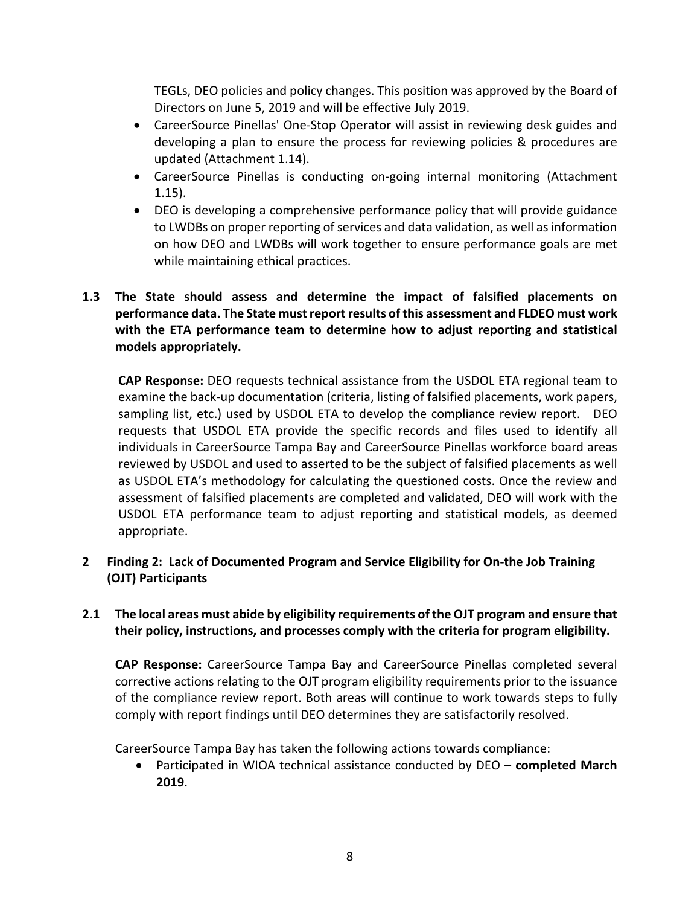TEGLs, DEO policies and policy changes. This position was approved by the Board of Directors on June 5, 2019 and will be effective July 2019.

- CareerSource Pinellas' One-Stop Operator will assist in reviewing desk guides and developing a plan to ensure the process for reviewing policies & procedures are updated (Attachment 1.14).
- CareerSource Pinellas is conducting on-going internal monitoring (Attachment 1.15).
- DEO is developing a comprehensive performance policy that will provide guidance to LWDBs on proper reporting of services and data validation, as well as information on how DEO and LWDBs will work together to ensure performance goals are met while maintaining ethical practices.

**1.3 The State should assess and determine the impact of falsified placements on performance data. The State must report results of this assessment and FLDEO must work with the ETA performance team to determine how to adjust reporting and statistical models appropriately.**

**CAP Response:** DEO requests technical assistance from the USDOL ETA regional team to examine the back-up documentation (criteria, listing of falsified placements, work papers, sampling list, etc.) used by USDOL ETA to develop the compliance review report. DEO requests that USDOL ETA provide the specific records and files used to identify all individuals in CareerSource Tampa Bay and CareerSource Pinellas workforce board areas reviewed by USDOL and used to asserted to be the subject of falsified placements as well as USDOL ETA's methodology for calculating the questioned costs. Once the review and assessment of falsified placements are completed and validated, DEO will work with the USDOL ETA performance team to adjust reporting and statistical models, as deemed appropriate.

## 2 Finding 2: Lack of Documented Program and Service Eligibility for On-the Job Training (OJT) Participants

**2.1 The local areas must abide by eligibility requirements of the OJT program and ensure that their policy, instructions, and processes comply with the criteria for program eligibility.**

**CAP Response:** CareerSource Tampa Bay and CareerSource Pinellas completed several corrective actions relating to the OJT program eligibility requirements prior to the issuance of the compliance review report. Both areas will continue to work towards steps to fully comply with report findings until DEO determines they are satisfactorily resolved.

CareerSource Tampa Bay has taken the following actions towards compliance:

- Participated in WIOA technical assistance conducted by DEO – **completed March 2019**.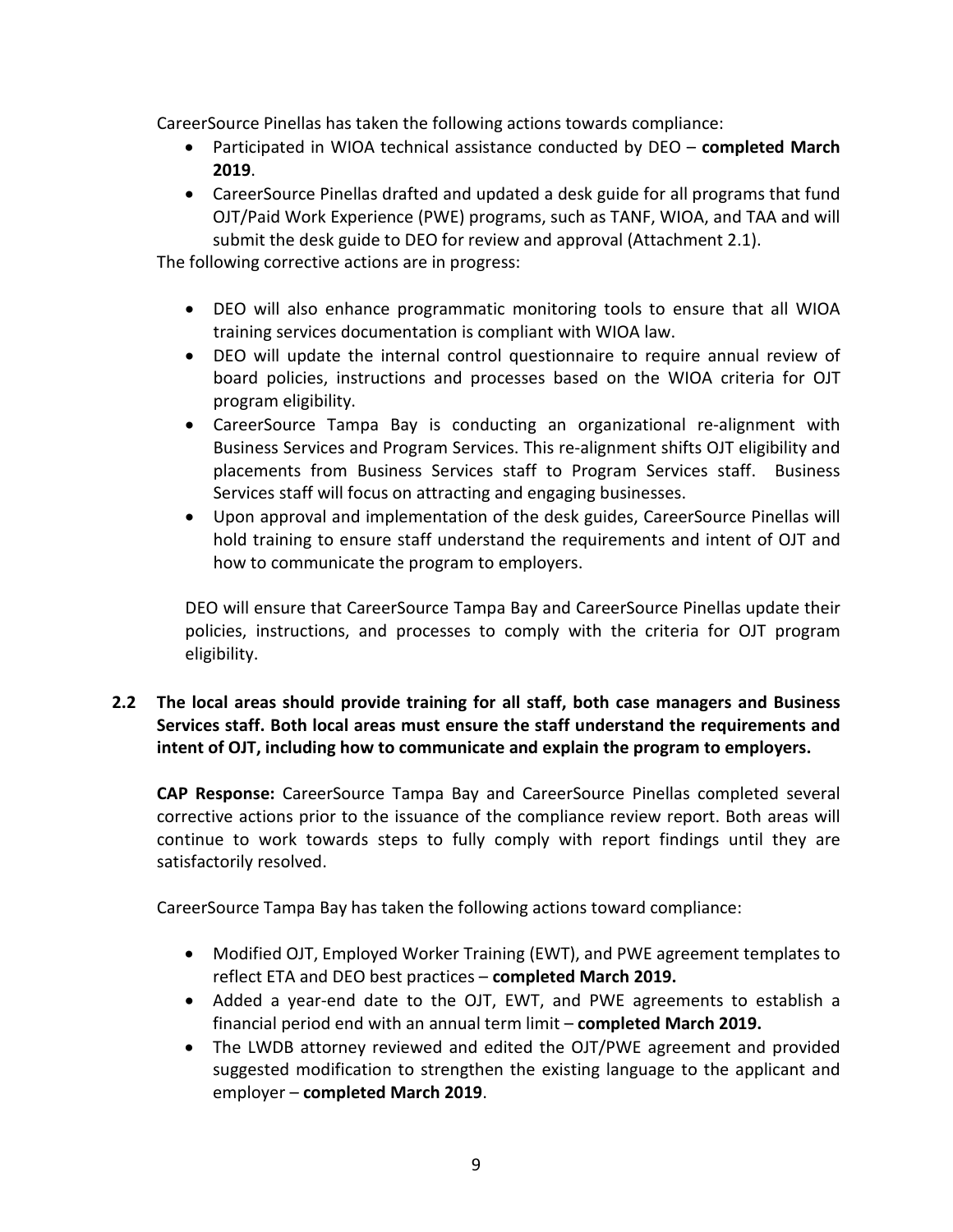CareerSource Pinellas has taken the following actions towards compliance:

- Participated in WIOA technical assistance conducted by DEO – **completed March 2019**.
- CareerSource Pinellas drafted and updated a desk guide for all programs that fund OJT/Paid Work Experience (PWE) programs, such as TANF, WIOA, and TAA and will submit the desk guide to DEO for review and approval (Attachment 2.1).

The following corrective actions are in progress:

- DEO will also enhance programmatic monitoring tools to ensure that all WIOA training services documentation is compliant with WIOA law.
- DEO will update the internal control questionnaire to require annual review of board policies, instructions and processes based on the WIOA criteria for OJT program eligibility.
- CareerSource Tampa Bay is conducting an organizational re-alignment with Business Services and Program Services. This re-alignment shifts OJT eligibility and placements from Business Services staff to Program Services staff. Business Services staff will focus on attracting and engaging businesses.
- Upon approval and implementation of the desk guides, CareerSource Pinellas will hold training to ensure staff understand the requirements and intent of OJT and how to communicate the program to employers.

DEO will ensure that CareerSource Tampa Bay and CareerSource Pinellas update their policies, instructions, and processes to comply with the criteria for OJT program eligibility.

**2.2 The local areas should provide training for all staff, both case managers and Business Services staff. Both local areas must ensure the staff understand the requirements and intent of OJT, including how to communicate and explain the program to employers.**

**CAP Response:** CareerSource Tampa Bay and CareerSource Pinellas completed several corrective actions prior to the issuance of the compliance review report. Both areas will continue to work towards steps to fully comply with report findings until they are satisfactorily resolved.

CareerSource Tampa Bay has taken the following actions toward compliance:

- Modified OJT, Employed Worker Training (EWT), and PWE agreement templates to reflect ETA and DEO best practices – **completed March 2019.**
- Added a year-end date to the OJT, EWT, and PWE agreements to establish a financial period end with an annual term limit – **completed March 2019.**
- The LWDB attorney reviewed and edited the OJT/PWE agreement and provided suggested modification to strengthen the existing language to the applicant and employer – **completed March 2019**.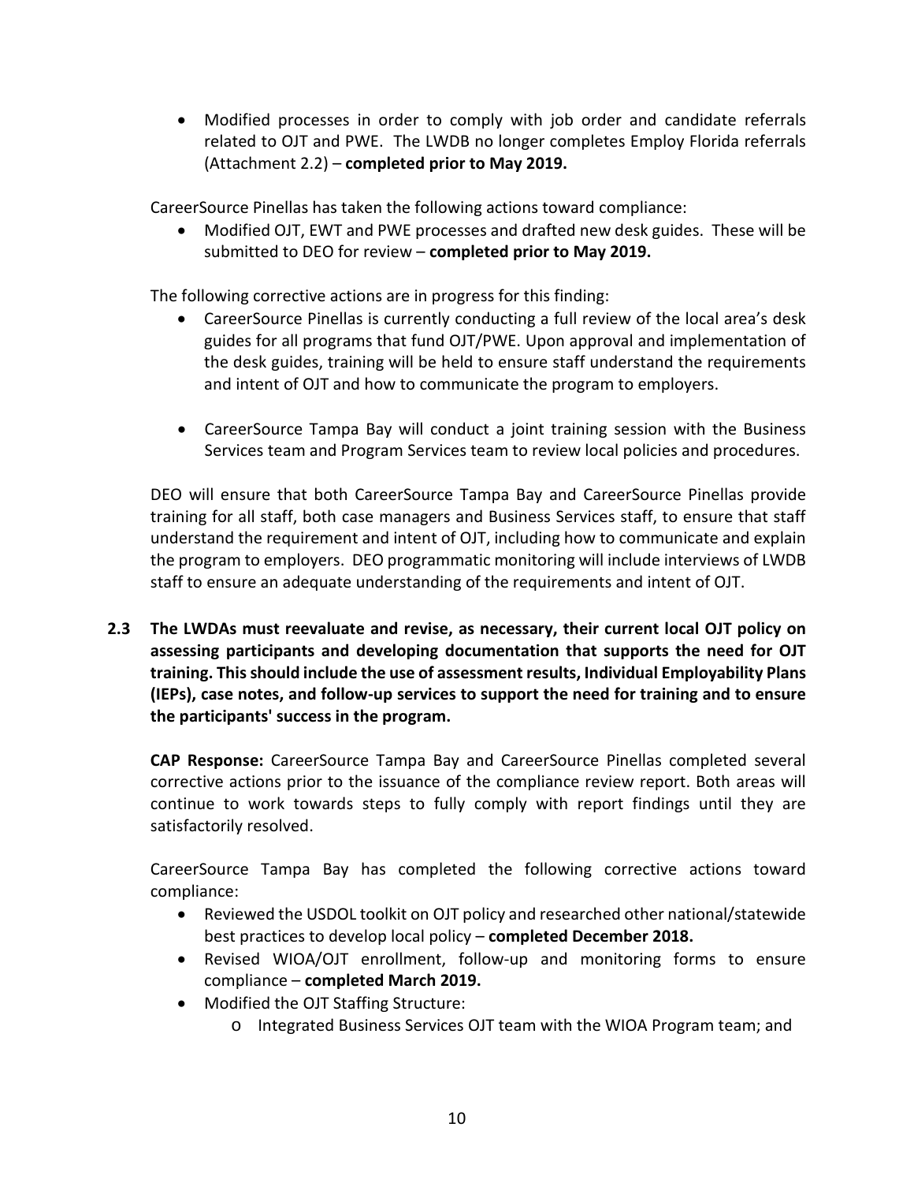- Modified processes in order to comply with job order and candidate referrals related to OJT and PWE. The LWDB no longer completes Employ Florida referrals (Attachment 2.2) – **completed prior to May 2019.**

CareerSource Pinellas has taken the following actions toward compliance:

- Modified OJT, EWT and PWE processes and drafted new desk guides. These will be submitted to DEO for review – **completed prior to May 2019.**

The following corrective actions are in progress for this finding:

- CareerSource Pinellas is currently conducting a full review of the local area's desk guides for all programs that fund OJT/PWE. Upon approval and implementation of the desk guides, training will be held to ensure staff understand the requirements and intent of OJT and how to communicate the program to employers.

- CareerSource Tampa Bay will conduct a joint training session with the Business Services team and Program Services team to review local policies and procedures.

DEO will ensure that both CareerSource Tampa Bay and CareerSource Pinellas provide training for all staff, both case managers and Business Services staff, to ensure that staff understand the requirement and intent of OJT, including how to communicate and explain the program to employers. DEO programmatic monitoring will include interviews of LWDB staff to ensure an adequate understanding of the requirements and intent of OJT.

**2.3 The LWDAs must reevaluate and revise, as necessary, their current local OJT policy on assessing participants and developing documentation that supports the need for OJT training. This should include the use of assessment results, Individual Employability Plans (IEPs), case notes, and follow-up services to support the need for training and to ensure the participants' success in the program.**

**CAP Response:** CareerSource Tampa Bay and CareerSource Pinellas completed several corrective actions prior to the issuance of the compliance review report. Both areas will continue to work towards steps to fully comply with report findings until they are satisfactorily resolved.

CareerSource Tampa Bay has completed the following corrective actions toward compliance:

- Reviewed the USDOL toolkit on OJT policy and researched other national/statewide best practices to develop local policy – **completed December 2018.**
- Revised WIOA/OJT enrollment, follow-up and monitoring forms to ensure compliance – **completed March 2019.**
- Modified the OJT Staffing Structure:
    - Integrated Business Services OJT team with the WIOA Program team; and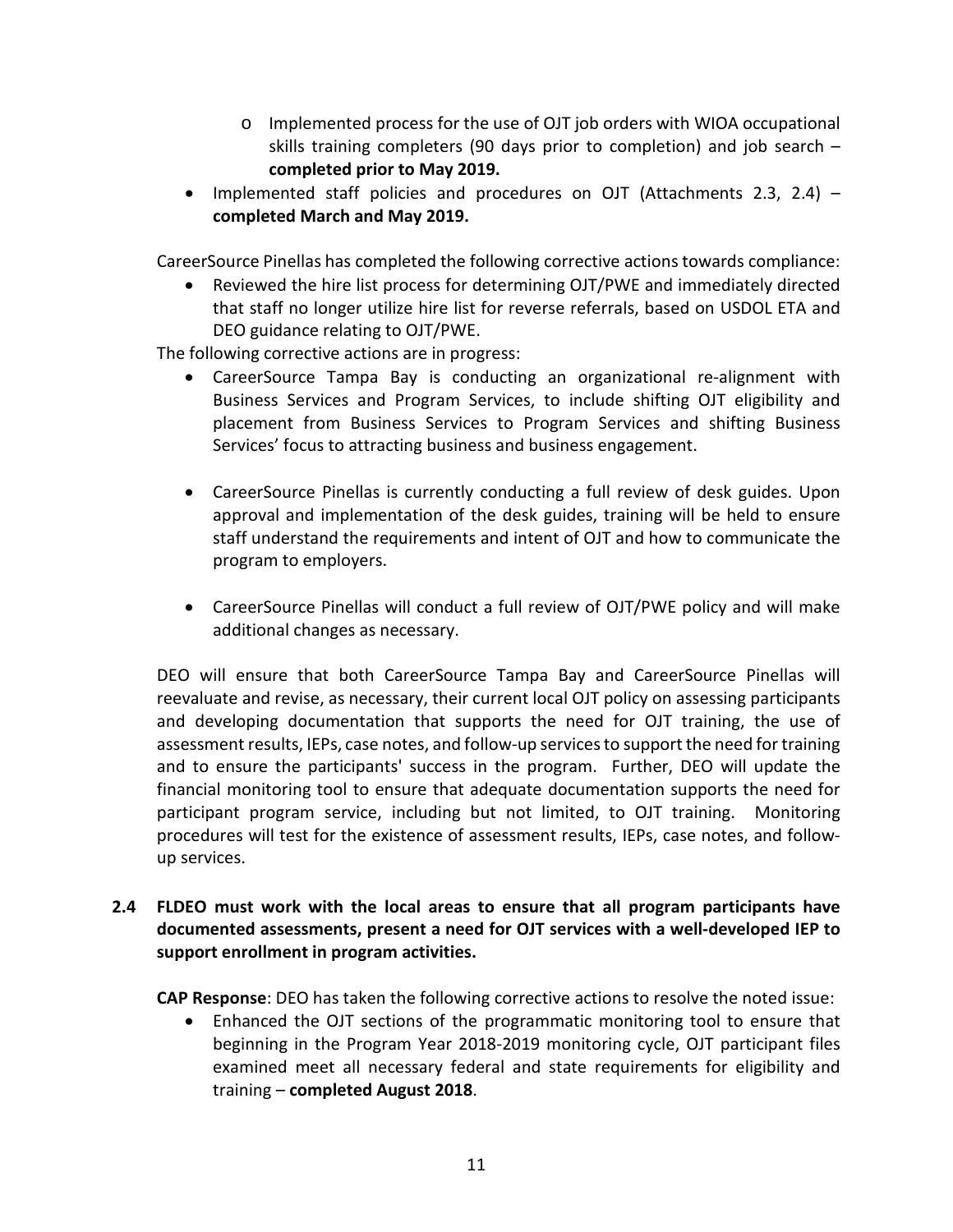- Implemented process for the use of OJT job orders with WIOA occupational skills training completers (90 days prior to completion) and job search – **completed prior to May 2019.**
- Implemented staff policies and procedures on OJT (Attachments 2.3, 2.4) – **completed March and May 2019.**

CareerSource Pinellas has completed the following corrective actions towards compliance:

- Reviewed the hire list process for determining OJT/PWE and immediately directed that staff no longer utilize hire list for reverse referrals, based on USDOL ETA and DEO guidance relating to OJT/PWE.

The following corrective actions are in progress:

- CareerSource Tampa Bay is conducting an organizational re-alignment with Business Services and Program Services, to include shifting OJT eligibility and placement from Business Services to Program Services and shifting Business Services' focus to attracting business and business engagement.
- CareerSource Pinellas is currently conducting a full review of desk guides. Upon approval and implementation of the desk guides, training will be held to ensure staff understand the requirements and intent of OJT and how to communicate the program to employers.
- CareerSource Pinellas will conduct a full review of OJT/PWE policy and will make additional changes as necessary.

DEO will ensure that both CareerSource Tampa Bay and CareerSource Pinellas will reevaluate and revise, as necessary, their current local OJT policy on assessing participants and developing documentation that supports the need for OJT training, the use of assessment results, IEPs, case notes, and follow-up services to support the need for training and to ensure the participants' success in the program. Further, DEO will update the financial monitoring tool to ensure that adequate documentation supports the need for participant program service, including but not limited, to OJT training. Monitoring procedures will test for the existence of assessment results, IEPs, case notes, and follow-up services.

**2.4 FLDEO must work with the local areas to ensure that all program participants have documented assessments, present a need for OJT services with a well-developed IEP to support enrollment in program activities.**

**CAP Response**: DEO has taken the following corrective actions to resolve the noted issue:

- Enhanced the OJT sections of the programmatic monitoring tool to ensure that beginning in the Program Year 2018-2019 monitoring cycle, OJT participant files examined meet all necessary federal and state requirements for eligibility and training – **completed August 2018**.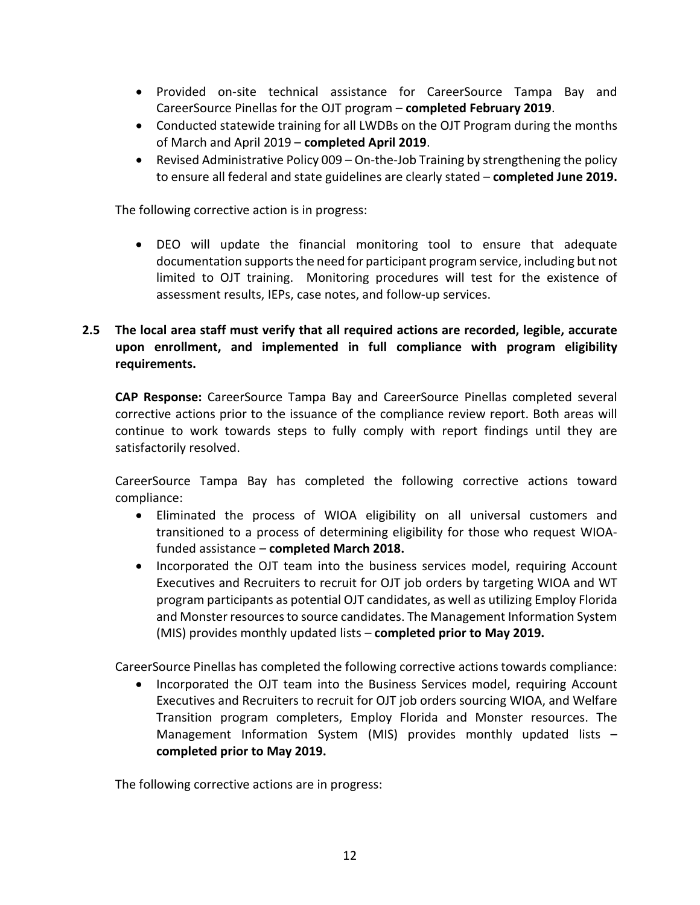- Provided on-site technical assistance for CareerSource Tampa Bay and CareerSource Pinellas for the OJT program – **completed February 2019**.
- Conducted statewide training for all LWDBs on the OJT Program during the months of March and April 2019 – **completed April 2019**.
- Revised Administrative Policy 009 – On-the-Job Training by strengthening the policy to ensure all federal and state guidelines are clearly stated – **completed June 2019.**

The following corrective action is in progress:

- DEO will update the financial monitoring tool to ensure that adequate documentation supports the need for participant program service, including but not limited to OJT training. Monitoring procedures will test for the existence of assessment results, IEPs, case notes, and follow-up services.

**2.5 The local area staff must verify that all required actions are recorded, legible, accurate upon enrollment, and implemented in full compliance with program eligibility requirements.**

**CAP Response:** CareerSource Tampa Bay and CareerSource Pinellas completed several corrective actions prior to the issuance of the compliance review report. Both areas will continue to work towards steps to fully comply with report findings until they are satisfactorily resolved.

CareerSource Tampa Bay has completed the following corrective actions toward compliance:

- Eliminated the process of WIOA eligibility on all universal customers and transitioned to a process of determining eligibility for those who request WIOA-funded assistance – **completed March 2018.**
- Incorporated the OJT team into the business services model, requiring Account Executives and Recruiters to recruit for OJT job orders by targeting WIOA and WT program participants as potential OJT candidates, as well as utilizing Employ Florida and Monster resources to source candidates. The Management Information System (MIS) provides monthly updated lists – **completed prior to May 2019.**

CareerSource Pinellas has completed the following corrective actions towards compliance:

- Incorporated the OJT team into the Business Services model, requiring Account Executives and Recruiters to recruit for OJT job orders sourcing WIOA, and Welfare Transition program completers, Employ Florida and Monster resources. The Management Information System (MIS) provides monthly updated lists – **completed prior to May 2019.**

The following corrective actions are in progress: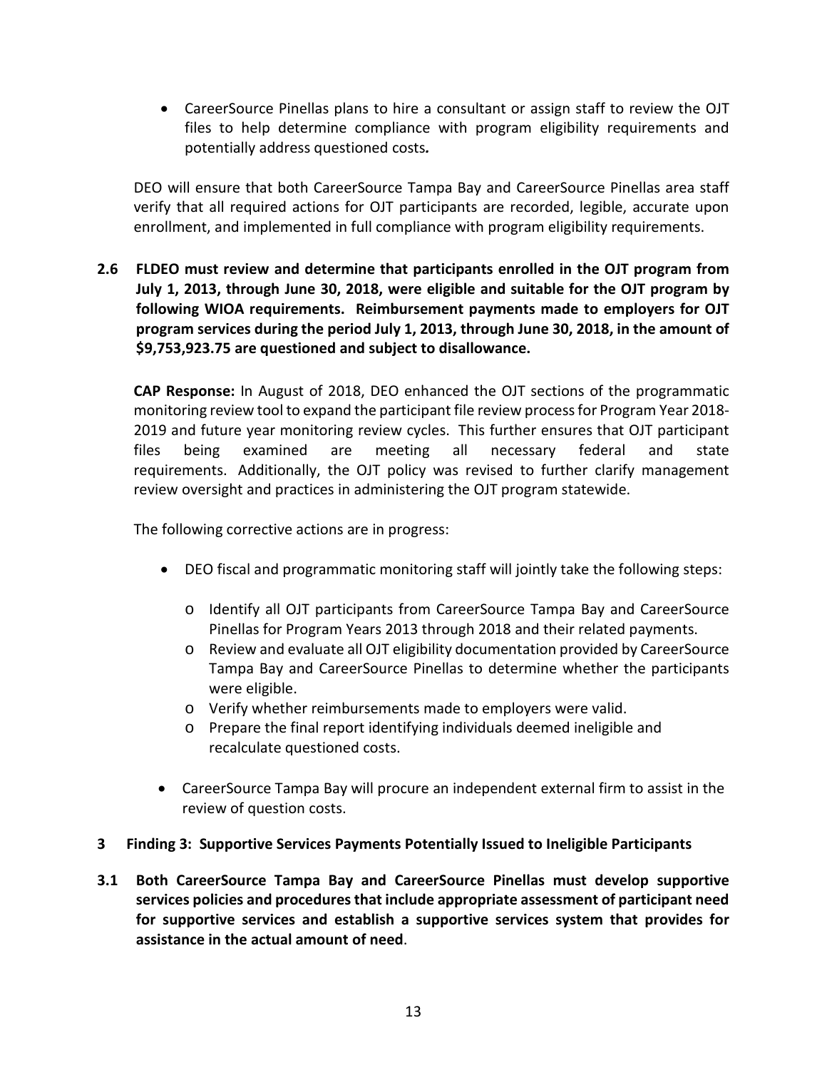- CareerSource Pinellas plans to hire a consultant or assign staff to review the OJT files to help determine compliance with program eligibility requirements and potentially address questioned costs*.*

DEO will ensure that both CareerSource Tampa Bay and CareerSource Pinellas area staff verify that all required actions for OJT participants are recorded, legible, accurate upon enrollment, and implemented in full compliance with program eligibility requirements.

**2.6 FLDEO must review and determine that participants enrolled in the OJT program from July 1, 2013, through June 30, 2018, were eligible and suitable for the OJT program by following WIOA requirements. Reimbursement payments made to employers for OJT program services during the period July 1, 2013, through June 30, 2018, in the amount of $9,753,923.75 are questioned and subject to disallowance.**

**CAP Response:** In August of 2018, DEO enhanced the OJT sections of the programmatic monitoring review tool to expand the participant file review process for Program Year 2018-2019 and future year monitoring review cycles. This further ensures that OJT participant files being examined are meeting all necessary federal and state requirements. Additionally, the OJT policy was revised to further clarify management review oversight and practices in administering the OJT program statewide.

The following corrective actions are in progress:

- DEO fiscal and programmatic monitoring staff will jointly take the following steps:
  - Identify all OJT participants from CareerSource Tampa Bay and CareerSource Pinellas for Program Years 2013 through 2018 and their related payments.
  - Review and evaluate all OJT eligibility documentation provided by CareerSource Tampa Bay and CareerSource Pinellas to determine whether the participants were eligible.
  - Verify whether reimbursements made to employers were valid.
  - Prepare the final report identifying individuals deemed ineligible and recalculate questioned costs.
- CareerSource Tampa Bay will procure an independent external firm to assist in the review of question costs.

**3 Finding 3: Supportive Services Payments Potentially Issued to Ineligible Participants**

**3.1 Both CareerSource Tampa Bay and CareerSource Pinellas must develop supportive services policies and procedures that include appropriate assessment of participant need for supportive services and establish a supportive services system that provides for assistance in the actual amount of need**.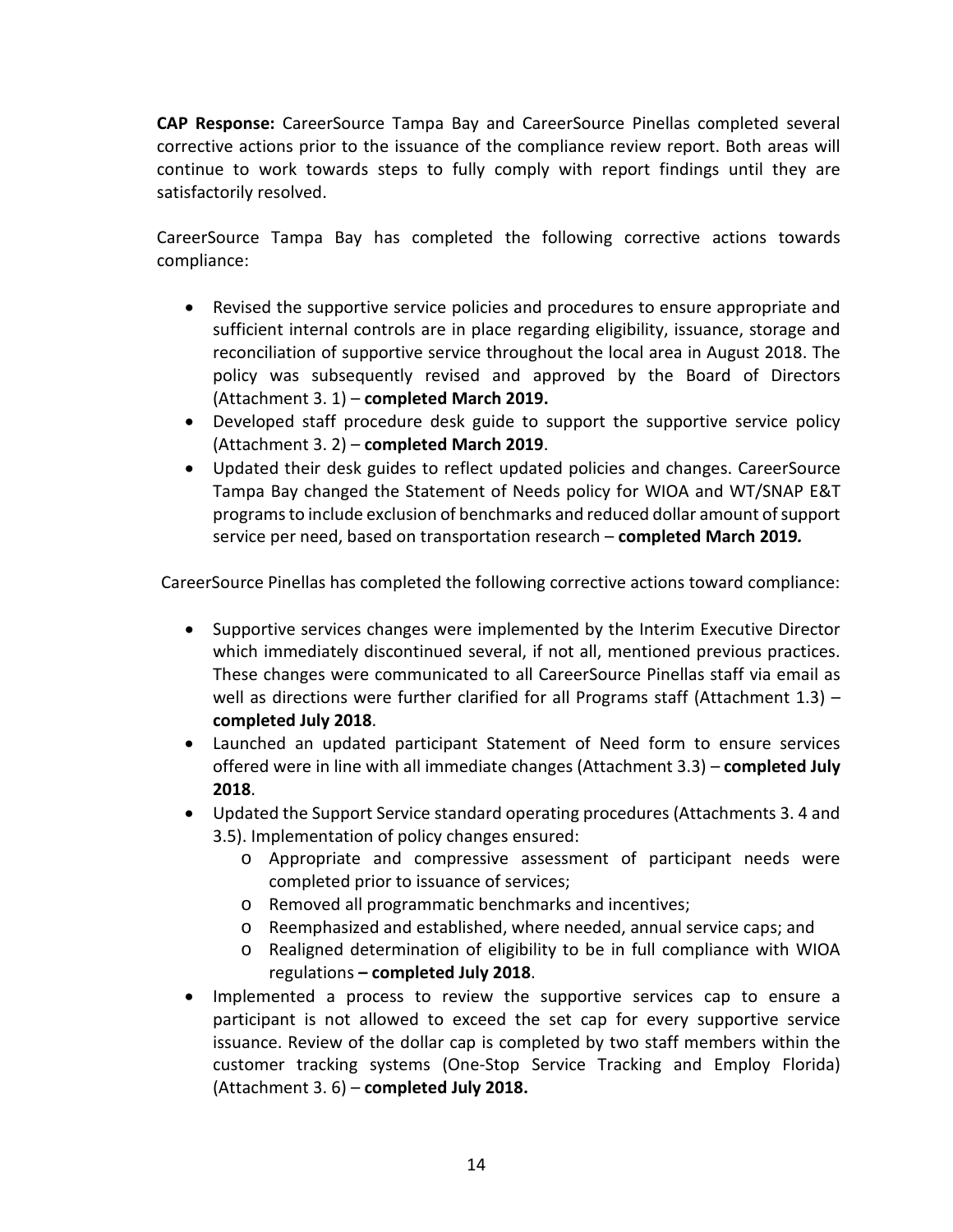**CAP Response:** CareerSource Tampa Bay and CareerSource Pinellas completed several corrective actions prior to the issuance of the compliance review report. Both areas will continue to work towards steps to fully comply with report findings until they are satisfactorily resolved.

CareerSource Tampa Bay has completed the following corrective actions towards compliance:

- Revised the supportive service policies and procedures to ensure appropriate and sufficient internal controls are in place regarding eligibility, issuance, storage and reconciliation of supportive service throughout the local area in August 2018. The policy was subsequently revised and approved by the Board of Directors (Attachment 3. 1) – **completed March 2019.**
- Developed staff procedure desk guide to support the supportive service policy (Attachment 3. 2) – **completed March 2019**.
- Updated their desk guides to reflect updated policies and changes. CareerSource Tampa Bay changed the Statement of Needs policy for WIOA and WT/SNAP E&T programs to include exclusion of benchmarks and reduced dollar amount of support service per need, based on transportation research – **completed March 2019.**

CareerSource Pinellas has completed the following corrective actions toward compliance:

- Supportive services changes were implemented by the Interim Executive Director which immediately discontinued several, if not all, mentioned previous practices. These changes were communicated to all CareerSource Pinellas staff via email as well as directions were further clarified for all Programs staff (Attachment 1.3) – **completed July 2018**.
- Launched an updated participant Statement of Need form to ensure services offered were in line with all immediate changes (Attachment 3.3) – **completed July 2018**.
- Updated the Support Service standard operating procedures (Attachments 3. 4 and 3.5). Implementation of policy changes ensured:
  - Appropriate and compressive assessment of participant needs were completed prior to issuance of services;
  - Removed all programmatic benchmarks and incentives;
  - Reemphasized and established, where needed, annual service caps; and
  - Realigned determination of eligibility to be in full compliance with WIOA regulations **– completed July 2018**.
- Implemented a process to review the supportive services cap to ensure a participant is not allowed to exceed the set cap for every supportive service issuance. Review of the dollar cap is completed by two staff members within the customer tracking systems (One-Stop Service Tracking and Employ Florida) (Attachment 3. 6) – **completed July 2018.**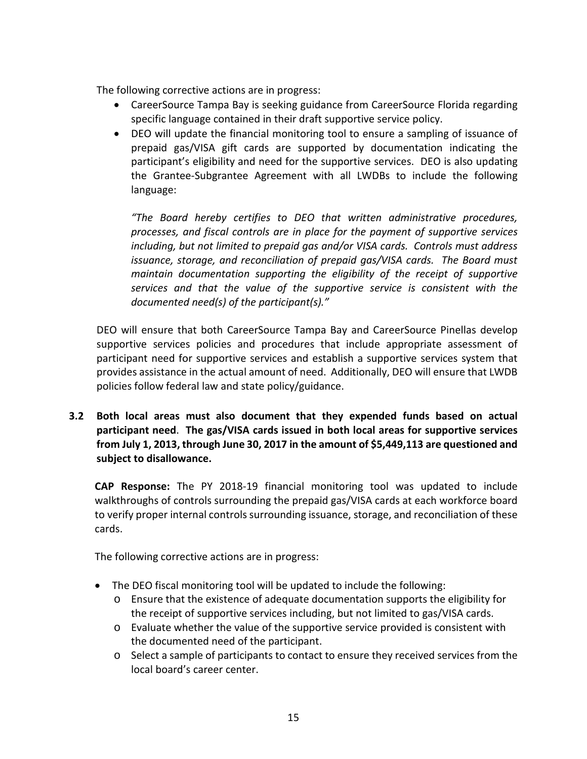The following corrective actions are in progress:

- CareerSource Tampa Bay is seeking guidance from CareerSource Florida regarding specific language contained in their draft supportive service policy.
- DEO will update the financial monitoring tool to ensure a sampling of issuance of prepaid gas/VISA gift cards are supported by documentation indicating the participant's eligibility and need for the supportive services. DEO is also updating the Grantee-Subgrantee Agreement with all LWDBs to include the following language:

  *"The Board hereby certifies to DEO that written administrative procedures, processes, and fiscal controls are in place for the payment of supportive services including, but not limited to prepaid gas and/or VISA cards. Controls must address issuance, storage, and reconciliation of prepaid gas/VISA cards. The Board must maintain documentation supporting the eligibility of the receipt of supportive services and that the value of the supportive service is consistent with the documented need(s) of the participant(s)."*

DEO will ensure that both CareerSource Tampa Bay and CareerSource Pinellas develop supportive services policies and procedures that include appropriate assessment of participant need for supportive services and establish a supportive services system that provides assistance in the actual amount of need. Additionally, DEO will ensure that LWDB policies follow federal law and state policy/guidance.

**3.2 Both local areas must also document that they expended funds based on actual participant need. The gas/VISA cards issued in both local areas for supportive services from July 1, 2013, through June 30, 2017 in the amount of $5,449,113 are questioned and subject to disallowance.**

**CAP Response:** The PY 2018-19 financial monitoring tool was updated to include walkthroughs of controls surrounding the prepaid gas/VISA cards at each workforce board to verify proper internal controls surrounding issuance, storage, and reconciliation of these cards.

The following corrective actions are in progress:

- The DEO fiscal monitoring tool will be updated to include the following:
  - Ensure that the existence of adequate documentation supports the eligibility for the receipt of supportive services including, but not limited to gas/VISA cards.
  - Evaluate whether the value of the supportive service provided is consistent with the documented need of the participant.
  - Select a sample of participants to contact to ensure they received services from the local board's career center.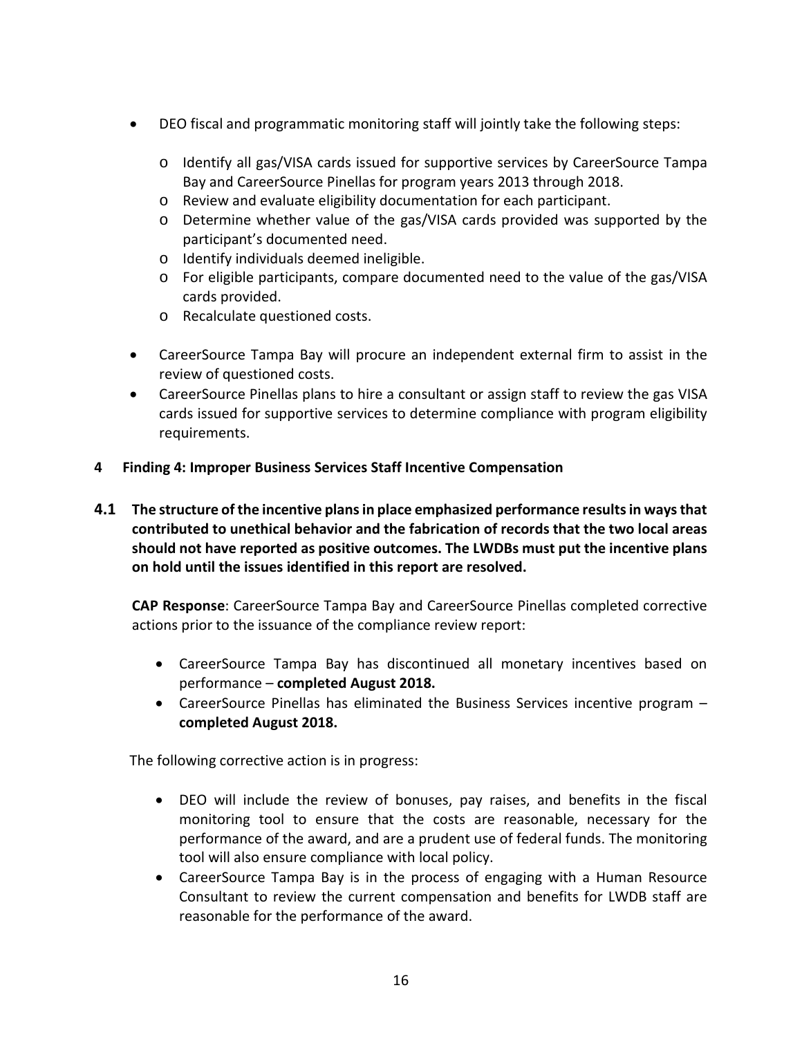- DEO fiscal and programmatic monitoring staff will jointly take the following steps:
  - Identify all gas/VISA cards issued for supportive services by CareerSource Tampa Bay and CareerSource Pinellas for program years 2013 through 2018.
  - Review and evaluate eligibility documentation for each participant.
  - Determine whether value of the gas/VISA cards provided was supported by the participant's documented need.
  - Identify individuals deemed ineligible.
  - For eligible participants, compare documented need to the value of the gas/VISA cards provided.
  - Recalculate questioned costs.
- CareerSource Tampa Bay will procure an independent external firm to assist in the review of questioned costs.
- CareerSource Pinellas plans to hire a consultant or assign staff to review the gas VISA cards issued for supportive services to determine compliance with program eligibility requirements.

## 4 Finding 4: Improper Business Services Staff Incentive Compensation

### 4.1 The structure of the incentive plans in place emphasized performance results in ways that contributed to unethical behavior and the fabrication of records that the two local areas should not have reported as positive outcomes. The LWDBs must put the incentive plans on hold until the issues identified in this report are resolved.

**CAP Response**: CareerSource Tampa Bay and CareerSource Pinellas completed corrective actions prior to the issuance of the compliance review report:

- CareerSource Tampa Bay has discontinued all monetary incentives based on performance – **completed August 2018.**
- CareerSource Pinellas has eliminated the Business Services incentive program – **completed August 2018.**

The following corrective action is in progress:

- DEO will include the review of bonuses, pay raises, and benefits in the fiscal monitoring tool to ensure that the costs are reasonable, necessary for the performance of the award, and are a prudent use of federal funds. The monitoring tool will also ensure compliance with local policy.
- CareerSource Tampa Bay is in the process of engaging with a Human Resource Consultant to review the current compensation and benefits for LWDB staff are reasonable for the performance of the award.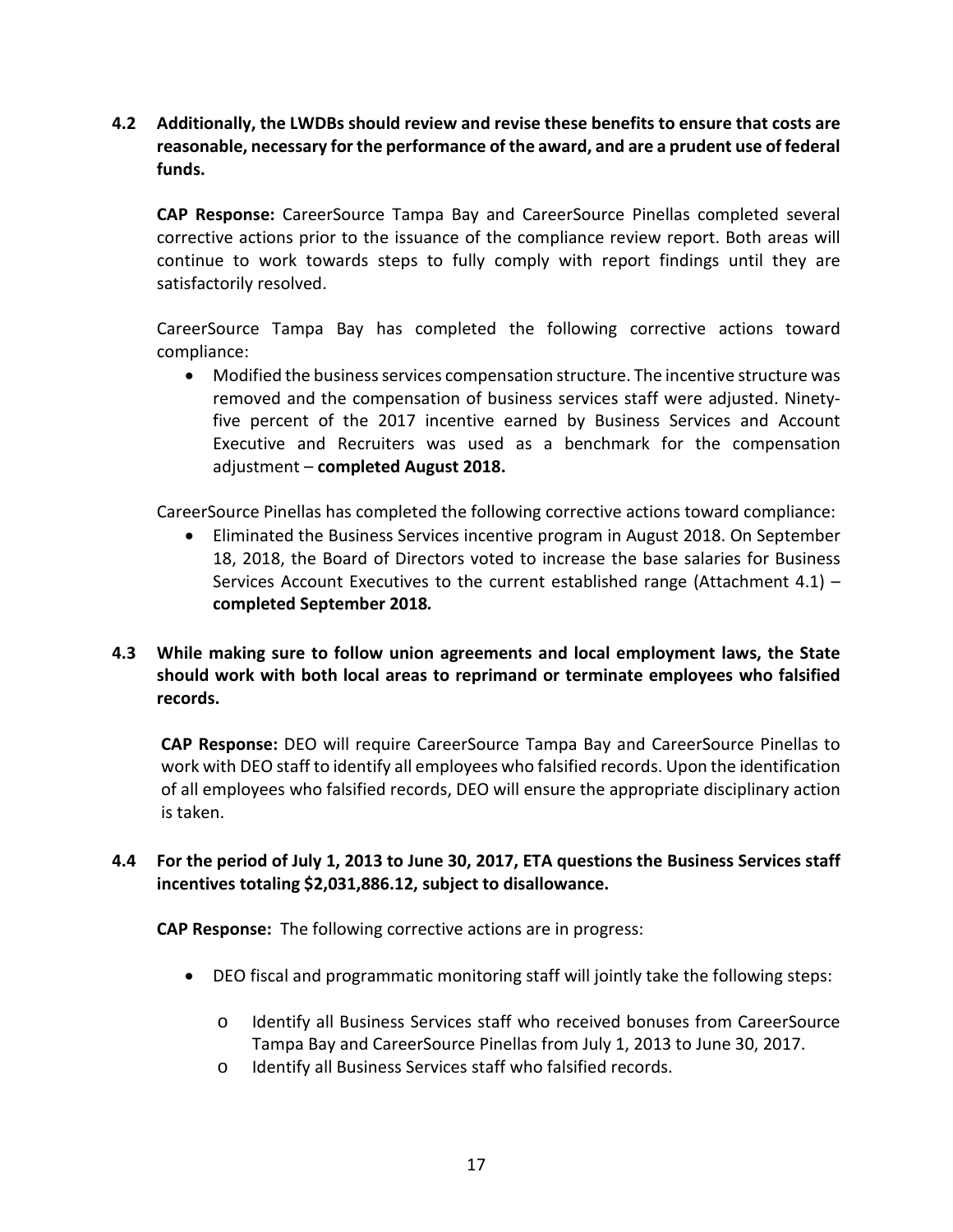**4.2 Additionally, the LWDBs should review and revise these benefits to ensure that costs are reasonable, necessary for the performance of the award, and are a prudent use of federal funds.**

**CAP Response:** CareerSource Tampa Bay and CareerSource Pinellas completed several corrective actions prior to the issuance of the compliance review report. Both areas will continue to work towards steps to fully comply with report findings until they are satisfactorily resolved.

CareerSource Tampa Bay has completed the following corrective actions toward compliance:

- Modified the business services compensation structure. The incentive structure was removed and the compensation of business services staff were adjusted. Ninety-five percent of the 2017 incentive earned by Business Services and Account Executive and Recruiters was used as a benchmark for the compensation adjustment – **completed August 2018.**

CareerSource Pinellas has completed the following corrective actions toward compliance:

- Eliminated the Business Services incentive program in August 2018. On September 18, 2018, the Board of Directors voted to increase the base salaries for Business Services Account Executives to the current established range (Attachment 4.1) – **completed September 2018***.*

**4.3 While making sure to follow union agreements and local employment laws, the State should work with both local areas to reprimand or terminate employees who falsified records.**

**CAP Response:** DEO will require CareerSource Tampa Bay and CareerSource Pinellas to work with DEO staff to identify all employees who falsified records. Upon the identification of all employees who falsified records, DEO will ensure the appropriate disciplinary action is taken.

**4.4 For the period of July 1, 2013 to June 30, 2017, ETA questions the Business Services staff incentives totaling $2,031,886.12, subject to disallowance.**

**CAP Response:** The following corrective actions are in progress:

- DEO fiscal and programmatic monitoring staff will jointly take the following steps:
  - Identify all Business Services staff who received bonuses from CareerSource Tampa Bay and CareerSource Pinellas from July 1, 2013 to June 30, 2017.
  - Identify all Business Services staff who falsified records.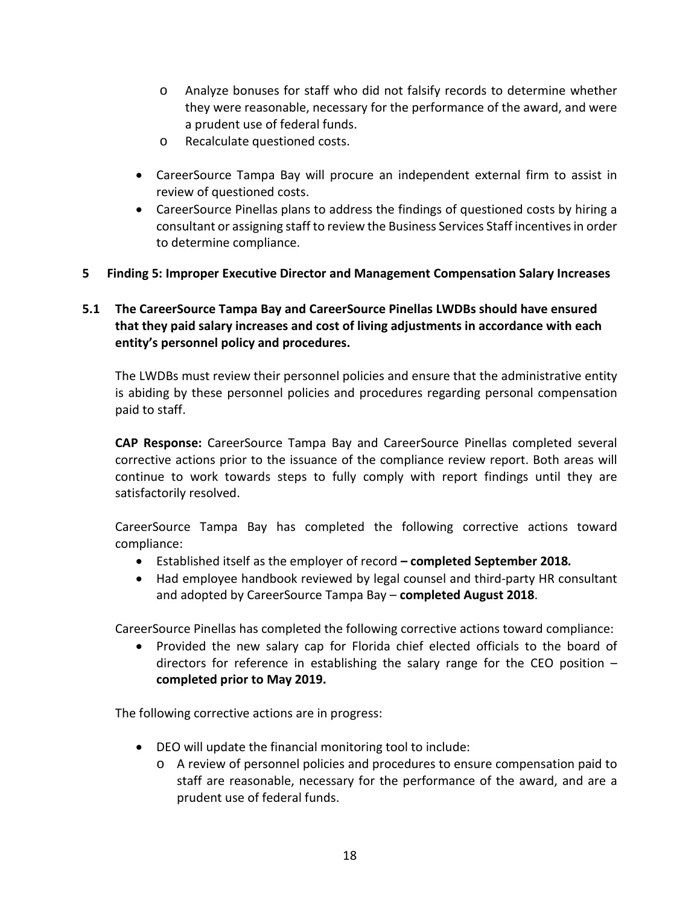- Analyze bonuses for staff who did not falsify records to determine whether they were reasonable, necessary for the performance of the award, and were a prudent use of federal funds.
- Recalculate questioned costs.

- CareerSource Tampa Bay will procure an independent external firm to assist in review of questioned costs.
- CareerSource Pinellas plans to address the findings of questioned costs by hiring a consultant or assigning staff to review the Business Services Staff incentives in order to determine compliance.

## 5 Finding 5: Improper Executive Director and Management Compensation Salary Increases

### 5.1 The CareerSource Tampa Bay and CareerSource Pinellas LWDBs should have ensured that they paid salary increases and cost of living adjustments in accordance with each entity's personnel policy and procedures.

The LWDBs must review their personnel policies and ensure that the administrative entity is abiding by these personnel policies and procedures regarding personal compensation paid to staff.

**CAP Response:** CareerSource Tampa Bay and CareerSource Pinellas completed several corrective actions prior to the issuance of the compliance review report. Both areas will continue to work towards steps to fully comply with report findings until they are satisfactorily resolved.

CareerSource Tampa Bay has completed the following corrective actions toward compliance:

- Established itself as the employer of record **– completed September 2018.**
- Had employee handbook reviewed by legal counsel and third-party HR consultant and adopted by CareerSource Tampa Bay – **completed August 2018**.

CareerSource Pinellas has completed the following corrective actions toward compliance:

- Provided the new salary cap for Florida chief elected officials to the board of directors for reference in establishing the salary range for the CEO position – **completed prior to May 2019.**

The following corrective actions are in progress:

- DEO will update the financial monitoring tool to include:
  - A review of personnel policies and procedures to ensure compensation paid to staff are reasonable, necessary for the performance of the award, and are a prudent use of federal funds.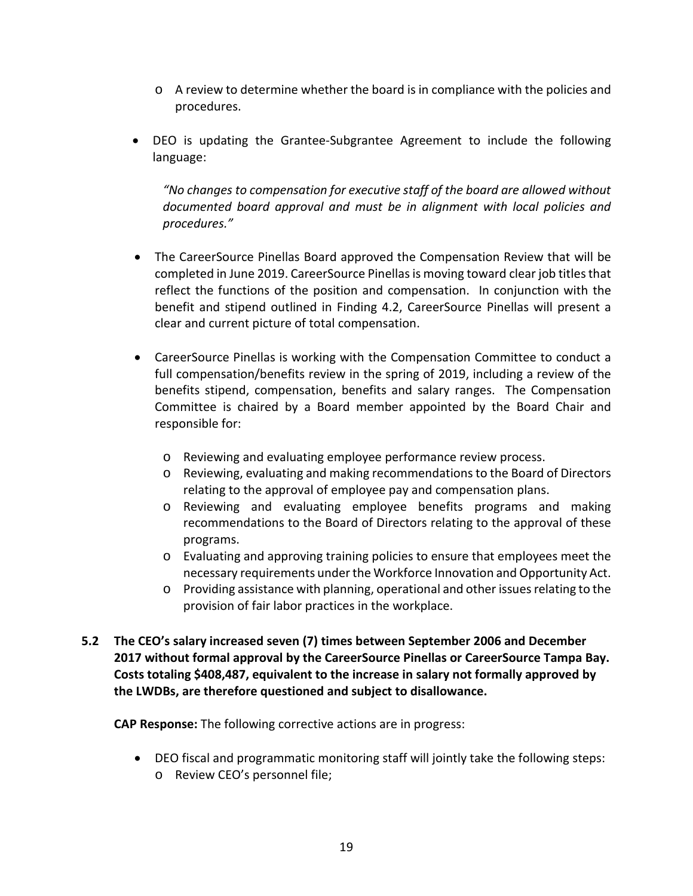- A review to determine whether the board is in compliance with the policies and procedures.

- DEO is updating the Grantee-Subgrantee Agreement to include the following language:

  *"No changes to compensation for executive staff of the board are allowed without documented board approval and must be in alignment with local policies and procedures."*

- The CareerSource Pinellas Board approved the Compensation Review that will be completed in June 2019. CareerSource Pinellas is moving toward clear job titles that reflect the functions of the position and compensation. In conjunction with the benefit and stipend outlined in Finding 4.2, CareerSource Pinellas will present a clear and current picture of total compensation.

- CareerSource Pinellas is working with the Compensation Committee to conduct a full compensation/benefits review in the spring of 2019, including a review of the benefits stipend, compensation, benefits and salary ranges. The Compensation Committee is chaired by a Board member appointed by the Board Chair and responsible for:
    - Reviewing and evaluating employee performance review process.
    - Reviewing, evaluating and making recommendations to the Board of Directors relating to the approval of employee pay and compensation plans.
    - Reviewing and evaluating employee benefits programs and making recommendations to the Board of Directors relating to the approval of these programs.
    - Evaluating and approving training policies to ensure that employees meet the necessary requirements under the Workforce Innovation and Opportunity Act.
    - Providing assistance with planning, operational and other issues relating to the provision of fair labor practices in the workplace.

**5.2 The CEO's salary increased seven (7) times between September 2006 and December 2017 without formal approval by the CareerSource Pinellas or CareerSource Tampa Bay. Costs totaling $408,487, equivalent to the increase in salary not formally approved by the LWDBs, are therefore questioned and subject to disallowance.**

**CAP Response:** The following corrective actions are in progress:

- DEO fiscal and programmatic monitoring staff will jointly take the following steps:
    - Review CEO's personnel file;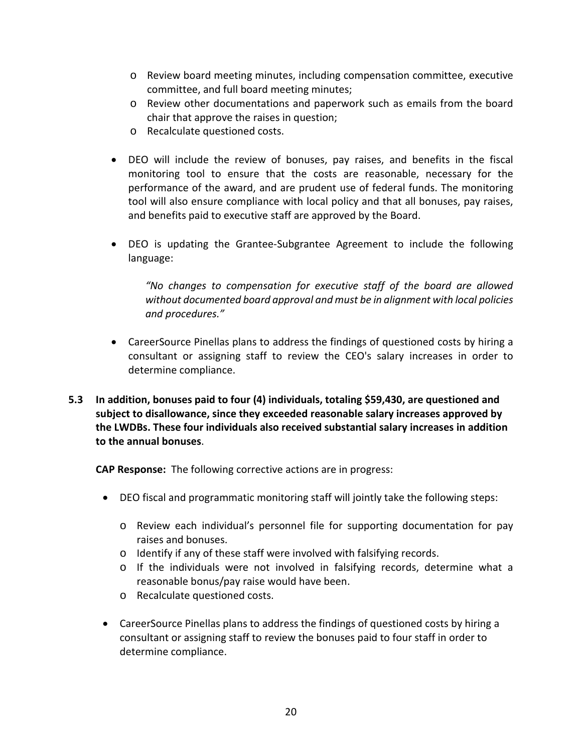- Review board meeting minutes, including compensation committee, executive committee, and full board meeting minutes;
  - Review other documentations and paperwork such as emails from the board chair that approve the raises in question;
  - Recalculate questioned costs.

- DEO will include the review of bonuses, pay raises, and benefits in the fiscal monitoring tool to ensure that the costs are reasonable, necessary for the performance of the award, and are prudent use of federal funds. The monitoring tool will also ensure compliance with local policy and that all bonuses, pay raises, and benefits paid to executive staff are approved by the Board.

- DEO is updating the Grantee-Subgrantee Agreement to include the following language:

  *"No changes to compensation for executive staff of the board are allowed without documented board approval and must be in alignment with local policies and procedures."*

- CareerSource Pinellas plans to address the findings of questioned costs by hiring a consultant or assigning staff to review the CEO's salary increases in order to determine compliance.

**5.3 In addition, bonuses paid to four (4) individuals, totaling $59,430, are questioned and subject to disallowance, since they exceeded reasonable salary increases approved by the LWDBs. These four individuals also received substantial salary increases in addition to the annual bonuses**.

**CAP Response:** The following corrective actions are in progress:

- DEO fiscal and programmatic monitoring staff will jointly take the following steps:
  - Review each individual's personnel file for supporting documentation for pay raises and bonuses.
  - Identify if any of these staff were involved with falsifying records.
  - If the individuals were not involved in falsifying records, determine what a reasonable bonus/pay raise would have been.
  - Recalculate questioned costs.

- CareerSource Pinellas plans to address the findings of questioned costs by hiring a consultant or assigning staff to review the bonuses paid to four staff in order to determine compliance.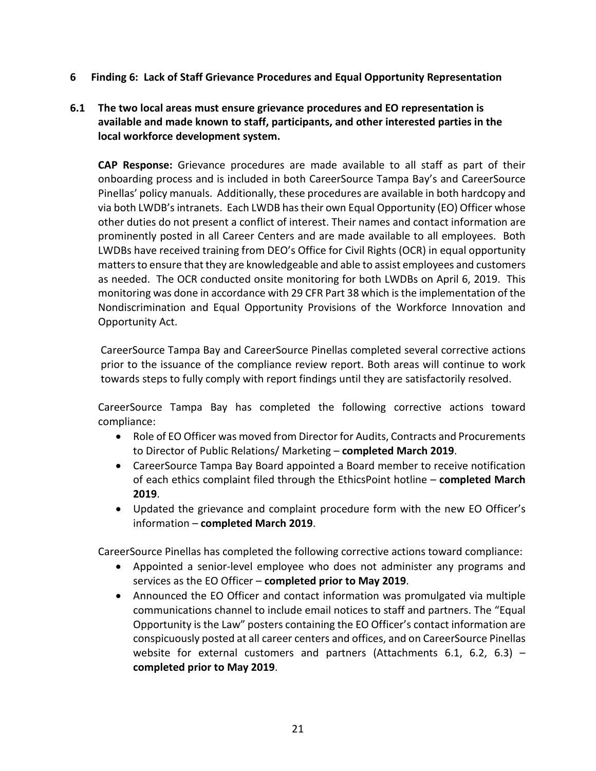## 6 Finding 6: Lack of Staff Grievance Procedures and Equal Opportunity Representation

### 6.1 The two local areas must ensure grievance procedures and EO representation is available and made known to staff, participants, and other interested parties in the local workforce development system.

**CAP Response:** Grievance procedures are made available to all staff as part of their onboarding process and is included in both CareerSource Tampa Bay's and CareerSource Pinellas' policy manuals. Additionally, these procedures are available in both hardcopy and via both LWDB's intranets. Each LWDB has their own Equal Opportunity (EO) Officer whose other duties do not present a conflict of interest. Their names and contact information are prominently posted in all Career Centers and are made available to all employees. Both LWDBs have received training from DEO's Office for Civil Rights (OCR) in equal opportunity matters to ensure that they are knowledgeable and able to assist employees and customers as needed. The OCR conducted onsite monitoring for both LWDBs on April 6, 2019. This monitoring was done in accordance with 29 CFR Part 38 which is the implementation of the Nondiscrimination and Equal Opportunity Provisions of the Workforce Innovation and Opportunity Act.

CareerSource Tampa Bay and CareerSource Pinellas completed several corrective actions prior to the issuance of the compliance review report. Both areas will continue to work towards steps to fully comply with report findings until they are satisfactorily resolved.

CareerSource Tampa Bay has completed the following corrective actions toward compliance:

- Role of EO Officer was moved from Director for Audits, Contracts and Procurements to Director of Public Relations/ Marketing – **completed March 2019**.
- CareerSource Tampa Bay Board appointed a Board member to receive notification of each ethics complaint filed through the EthicsPoint hotline – **completed March 2019**.
- Updated the grievance and complaint procedure form with the new EO Officer's information – **completed March 2019**.

CareerSource Pinellas has completed the following corrective actions toward compliance:

- Appointed a senior-level employee who does not administer any programs and services as the EO Officer – **completed prior to May 2019**.
- Announced the EO Officer and contact information was promulgated via multiple communications channel to include email notices to staff and partners. The "Equal Opportunity is the Law" posters containing the EO Officer's contact information are conspicuously posted at all career centers and offices, and on CareerSource Pinellas website for external customers and partners (Attachments 6.1, 6.2, 6.3) – **completed prior to May 2019**.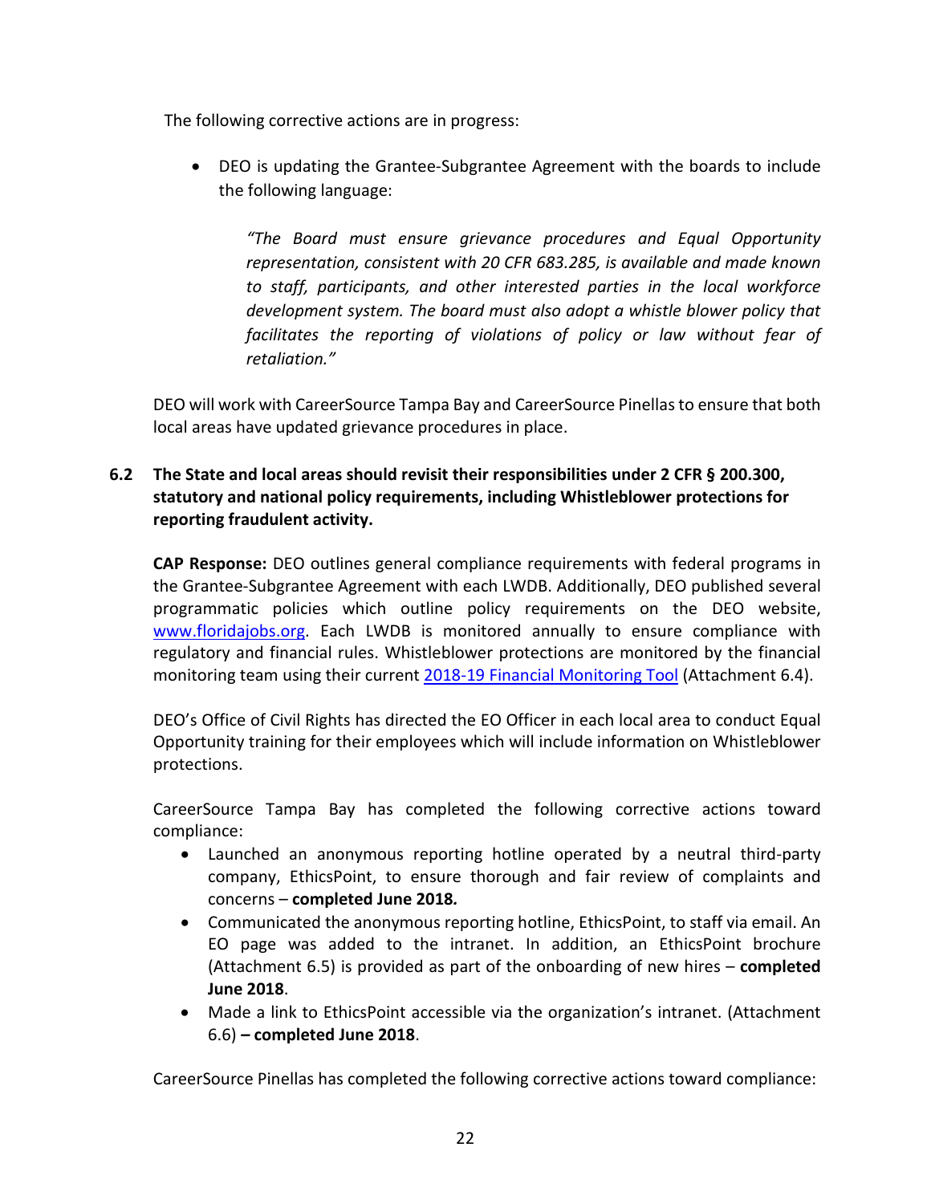The following corrective actions are in progress:

- DEO is updating the Grantee-Subgrantee Agreement with the boards to include the following language:

  > *"The Board must ensure grievance procedures and Equal Opportunity representation, consistent with 20 CFR 683.285, is available and made known to staff, participants, and other interested parties in the local workforce development system. The board must also adopt a whistle blower policy that facilitates the reporting of violations of policy or law without fear of retaliation."*

DEO will work with CareerSource Tampa Bay and CareerSource Pinellas to ensure that both local areas have updated grievance procedures in place.

**6.2 The State and local areas should revisit their responsibilities under 2 CFR § 200.300, statutory and national policy requirements, including Whistleblower protections for reporting fraudulent activity.**

**CAP Response:** DEO outlines general compliance requirements with federal programs in the Grantee-Subgrantee Agreement with each LWDB. Additionally, DEO published several programmatic policies which outline policy requirements on the DEO website, [www.floridajobs.org](www.floridajobs.org). Each LWDB is monitored annually to ensure compliance with regulatory and financial rules. Whistleblower protections are monitored by the financial monitoring team using their current [2018-19 Financial Monitoring Tool]() (Attachment 6.4).

DEO's Office of Civil Rights has directed the EO Officer in each local area to conduct Equal Opportunity training for their employees which will include information on Whistleblower protections.

CareerSource Tampa Bay has completed the following corrective actions toward compliance:

- Launched an anonymous reporting hotline operated by a neutral third-party company, EthicsPoint, to ensure thorough and fair review of complaints and concerns – **completed June 2018***.*
- Communicated the anonymous reporting hotline, EthicsPoint, to staff via email. An EO page was added to the intranet. In addition, an EthicsPoint brochure (Attachment 6.5) is provided as part of the onboarding of new hires – **completed June 2018**.
- Made a link to EthicsPoint accessible via the organization's intranet. (Attachment 6.6) **– completed June 2018**.

CareerSource Pinellas has completed the following corrective actions toward compliance: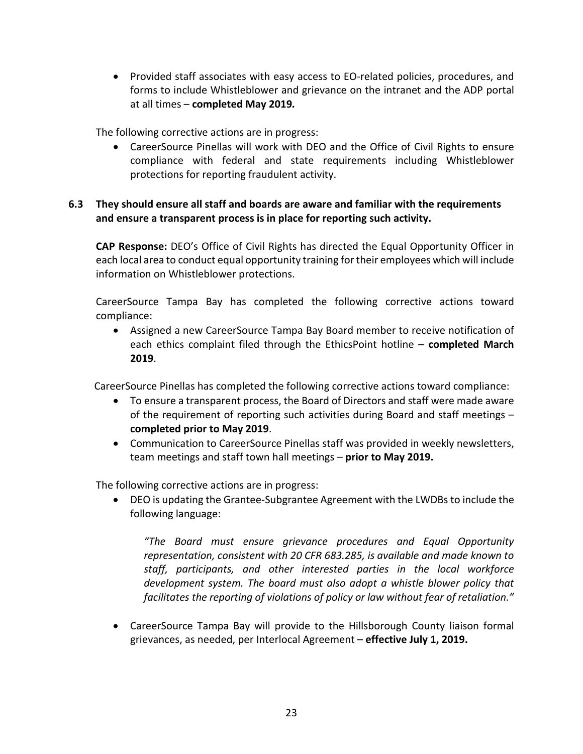- Provided staff associates with easy access to EO-related policies, procedures, and forms to include Whistleblower and grievance on the intranet and the ADP portal at all times – **completed May 2019.**

The following corrective actions are in progress:

- CareerSource Pinellas will work with DEO and the Office of Civil Rights to ensure compliance with federal and state requirements including Whistleblower protections for reporting fraudulent activity.

**6.3 They should ensure all staff and boards are aware and familiar with the requirements and ensure a transparent process is in place for reporting such activity.**

**CAP Response:** DEO's Office of Civil Rights has directed the Equal Opportunity Officer in each local area to conduct equal opportunity training for their employees which will include information on Whistleblower protections.

CareerSource Tampa Bay has completed the following corrective actions toward compliance:

- Assigned a new CareerSource Tampa Bay Board member to receive notification of each ethics complaint filed through the EthicsPoint hotline – **completed March 2019**.

CareerSource Pinellas has completed the following corrective actions toward compliance:

- To ensure a transparent process, the Board of Directors and staff were made aware of the requirement of reporting such activities during Board and staff meetings – **completed prior to May 2019**.
- Communication to CareerSource Pinellas staff was provided in weekly newsletters, team meetings and staff town hall meetings – **prior to May 2019.**

The following corrective actions are in progress:

- DEO is updating the Grantee-Subgrantee Agreement with the LWDBs to include the following language:

  *"The Board must ensure grievance procedures and Equal Opportunity representation, consistent with 20 CFR 683.285, is available and made known to staff, participants, and other interested parties in the local workforce development system. The board must also adopt a whistle blower policy that facilitates the reporting of violations of policy or law without fear of retaliation."*

- CareerSource Tampa Bay will provide to the Hillsborough County liaison formal grievances, as needed, per Interlocal Agreement – **effective July 1, 2019.**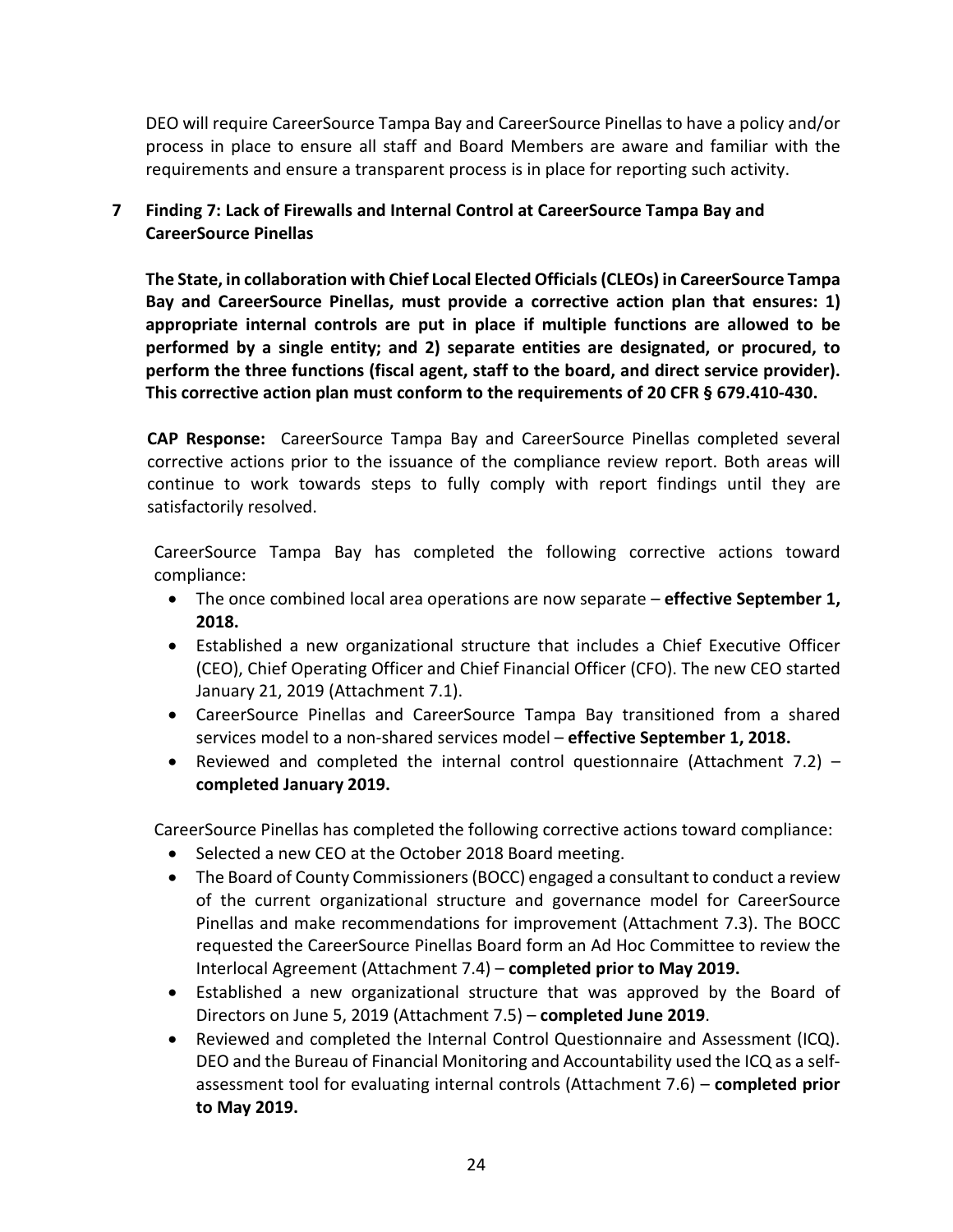DEO will require CareerSource Tampa Bay and CareerSource Pinellas to have a policy and/or process in place to ensure all staff and Board Members are aware and familiar with the requirements and ensure a transparent process is in place for reporting such activity.

## 7 Finding 7: Lack of Firewalls and Internal Control at CareerSource Tampa Bay and CareerSource Pinellas

**The State, in collaboration with Chief Local Elected Officials (CLEOs) in CareerSource Tampa Bay and CareerSource Pinellas, must provide a corrective action plan that ensures: 1) appropriate internal controls are put in place if multiple functions are allowed to be performed by a single entity; and 2) separate entities are designated, or procured, to perform the three functions (fiscal agent, staff to the board, and direct service provider). This corrective action plan must conform to the requirements of 20 CFR § 679.410-430.**

**CAP Response:** CareerSource Tampa Bay and CareerSource Pinellas completed several corrective actions prior to the issuance of the compliance review report. Both areas will continue to work towards steps to fully comply with report findings until they are satisfactorily resolved.

CareerSource Tampa Bay has completed the following corrective actions toward compliance:

- The once combined local area operations are now separate – **effective September 1, 2018.**
- Established a new organizational structure that includes a Chief Executive Officer (CEO), Chief Operating Officer and Chief Financial Officer (CFO). The new CEO started January 21, 2019 (Attachment 7.1).
- CareerSource Pinellas and CareerSource Tampa Bay transitioned from a shared services model to a non-shared services model – **effective September 1, 2018.**
- Reviewed and completed the internal control questionnaire (Attachment 7.2) – **completed January 2019.**

CareerSource Pinellas has completed the following corrective actions toward compliance:

- Selected a new CEO at the October 2018 Board meeting.
- The Board of County Commissioners (BOCC) engaged a consultant to conduct a review of the current organizational structure and governance model for CareerSource Pinellas and make recommendations for improvement (Attachment 7.3). The BOCC requested the CareerSource Pinellas Board form an Ad Hoc Committee to review the Interlocal Agreement (Attachment 7.4) – **completed prior to May 2019.**
- Established a new organizational structure that was approved by the Board of Directors on June 5, 2019 (Attachment 7.5) – **completed June 2019**.
- Reviewed and completed the Internal Control Questionnaire and Assessment (ICQ). DEO and the Bureau of Financial Monitoring and Accountability used the ICQ as a self-assessment tool for evaluating internal controls (Attachment 7.6) – **completed prior to May 2019.**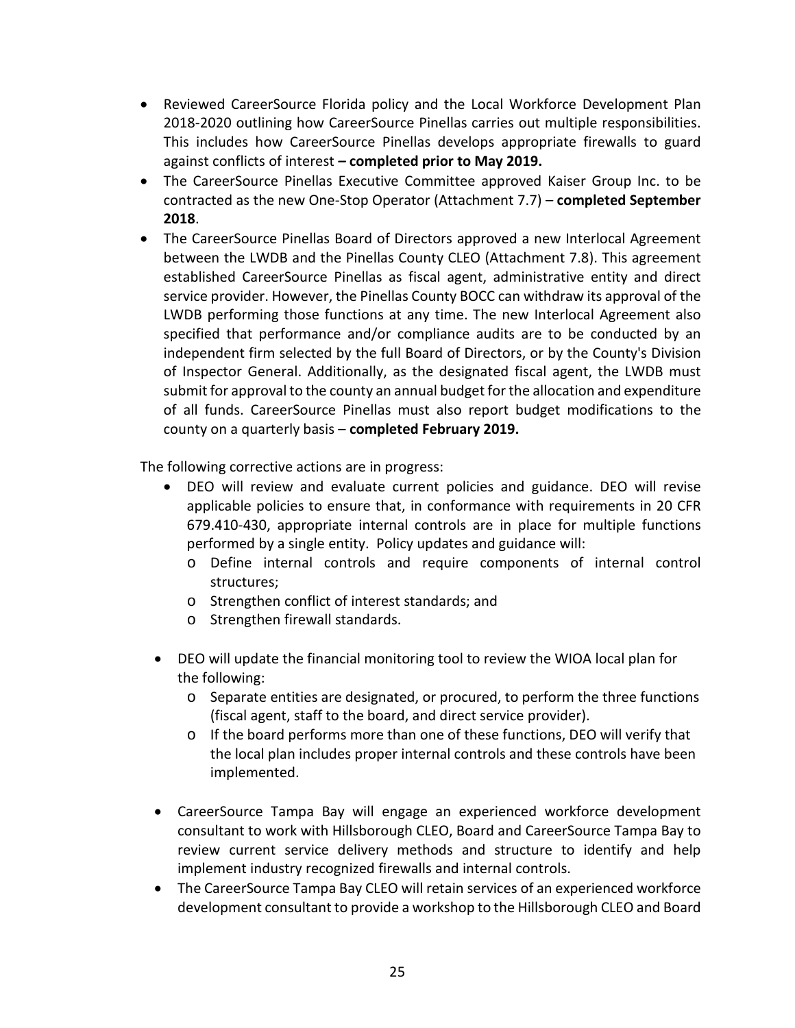- Reviewed CareerSource Florida policy and the Local Workforce Development Plan 2018-2020 outlining how CareerSource Pinellas carries out multiple responsibilities. This includes how CareerSource Pinellas develops appropriate firewalls to guard against conflicts of interest **– completed prior to May 2019.**
- The CareerSource Pinellas Executive Committee approved Kaiser Group Inc. to be contracted as the new One-Stop Operator (Attachment 7.7) – **completed September 2018**.
- The CareerSource Pinellas Board of Directors approved a new Interlocal Agreement between the LWDB and the Pinellas County CLEO (Attachment 7.8). This agreement established CareerSource Pinellas as fiscal agent, administrative entity and direct service provider. However, the Pinellas County BOCC can withdraw its approval of the LWDB performing those functions at any time. The new Interlocal Agreement also specified that performance and/or compliance audits are to be conducted by an independent firm selected by the full Board of Directors, or by the County's Division of Inspector General. Additionally, as the designated fiscal agent, the LWDB must submit for approval to the county an annual budget for the allocation and expenditure of all funds. CareerSource Pinellas must also report budget modifications to the county on a quarterly basis – **completed February 2019.**

The following corrective actions are in progress:

- DEO will review and evaluate current policies and guidance. DEO will revise applicable policies to ensure that, in conformance with requirements in 20 CFR 679.410-430, appropriate internal controls are in place for multiple functions performed by a single entity. Policy updates and guidance will:
  - Define internal controls and require components of internal control structures;
  - Strengthen conflict of interest standards; and
  - Strengthen firewall standards.
- DEO will update the financial monitoring tool to review the WIOA local plan for the following:
  - Separate entities are designated, or procured, to perform the three functions (fiscal agent, staff to the board, and direct service provider).
  - If the board performs more than one of these functions, DEO will verify that the local plan includes proper internal controls and these controls have been implemented.
- CareerSource Tampa Bay will engage an experienced workforce development consultant to work with Hillsborough CLEO, Board and CareerSource Tampa Bay to review current service delivery methods and structure to identify and help implement industry recognized firewalls and internal controls.
- The CareerSource Tampa Bay CLEO will retain services of an experienced workforce development consultant to provide a workshop to the Hillsborough CLEO and Board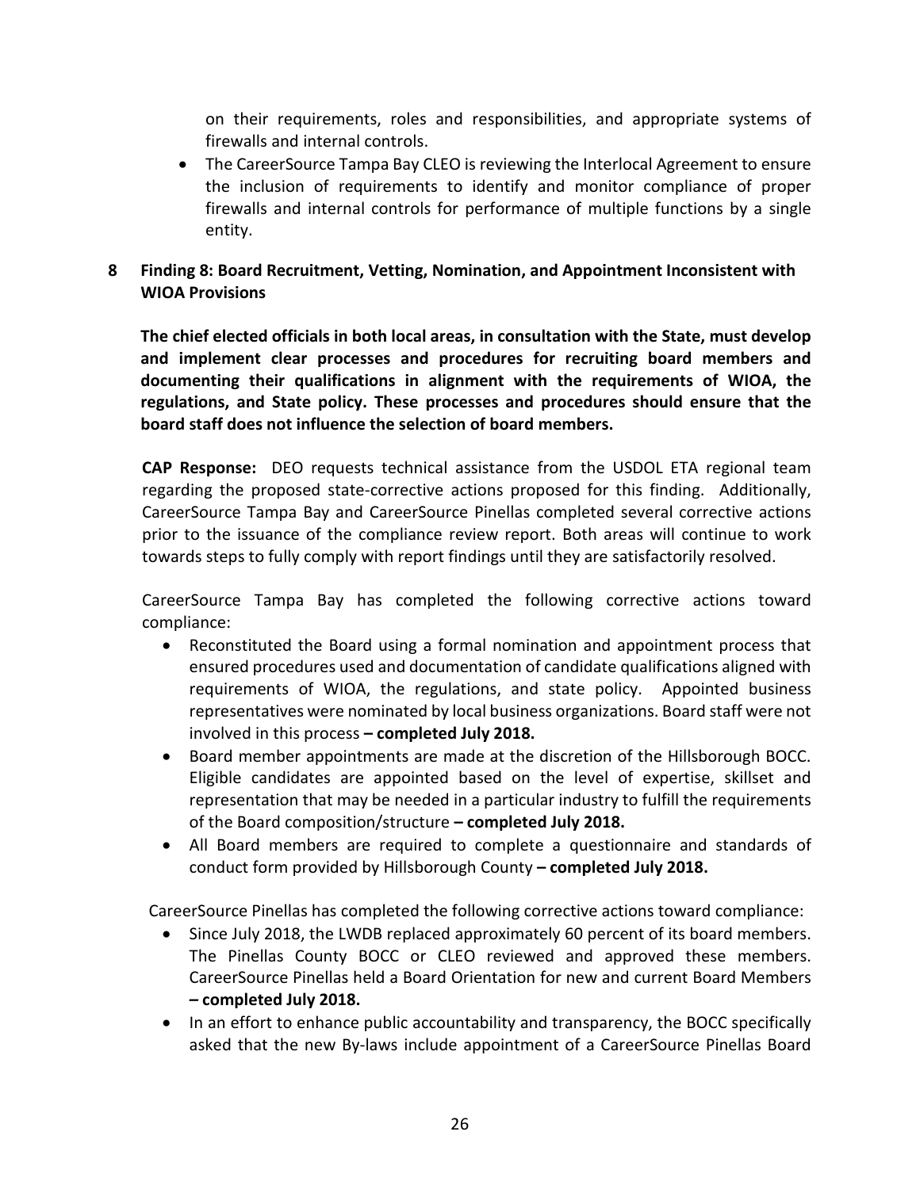on their requirements, roles and responsibilities, and appropriate systems of firewalls and internal controls.

- The CareerSource Tampa Bay CLEO is reviewing the Interlocal Agreement to ensure the inclusion of requirements to identify and monitor compliance of proper firewalls and internal controls for performance of multiple functions by a single entity.

### 8 Finding 8: Board Recruitment, Vetting, Nomination, and Appointment Inconsistent with WIOA Provisions

**The chief elected officials in both local areas, in consultation with the State, must develop and implement clear processes and procedures for recruiting board members and documenting their qualifications in alignment with the requirements of WIOA, the regulations, and State policy. These processes and procedures should ensure that the board staff does not influence the selection of board members.**

**CAP Response:** DEO requests technical assistance from the USDOL ETA regional team regarding the proposed state-corrective actions proposed for this finding. Additionally, CareerSource Tampa Bay and CareerSource Pinellas completed several corrective actions prior to the issuance of the compliance review report. Both areas will continue to work towards steps to fully comply with report findings until they are satisfactorily resolved.

CareerSource Tampa Bay has completed the following corrective actions toward compliance:

- Reconstituted the Board using a formal nomination and appointment process that ensured procedures used and documentation of candidate qualifications aligned with requirements of WIOA, the regulations, and state policy. Appointed business representatives were nominated by local business organizations. Board staff were not involved in this process **– completed July 2018.**
- Board member appointments are made at the discretion of the Hillsborough BOCC. Eligible candidates are appointed based on the level of expertise, skillset and representation that may be needed in a particular industry to fulfill the requirements of the Board composition/structure **– completed July 2018.**
- All Board members are required to complete a questionnaire and standards of conduct form provided by Hillsborough County **– completed July 2018.**

CareerSource Pinellas has completed the following corrective actions toward compliance:

- Since July 2018, the LWDB replaced approximately 60 percent of its board members. The Pinellas County BOCC or CLEO reviewed and approved these members. CareerSource Pinellas held a Board Orientation for new and current Board Members **– completed July 2018.**
- In an effort to enhance public accountability and transparency, the BOCC specifically asked that the new By-laws include appointment of a CareerSource Pinellas Board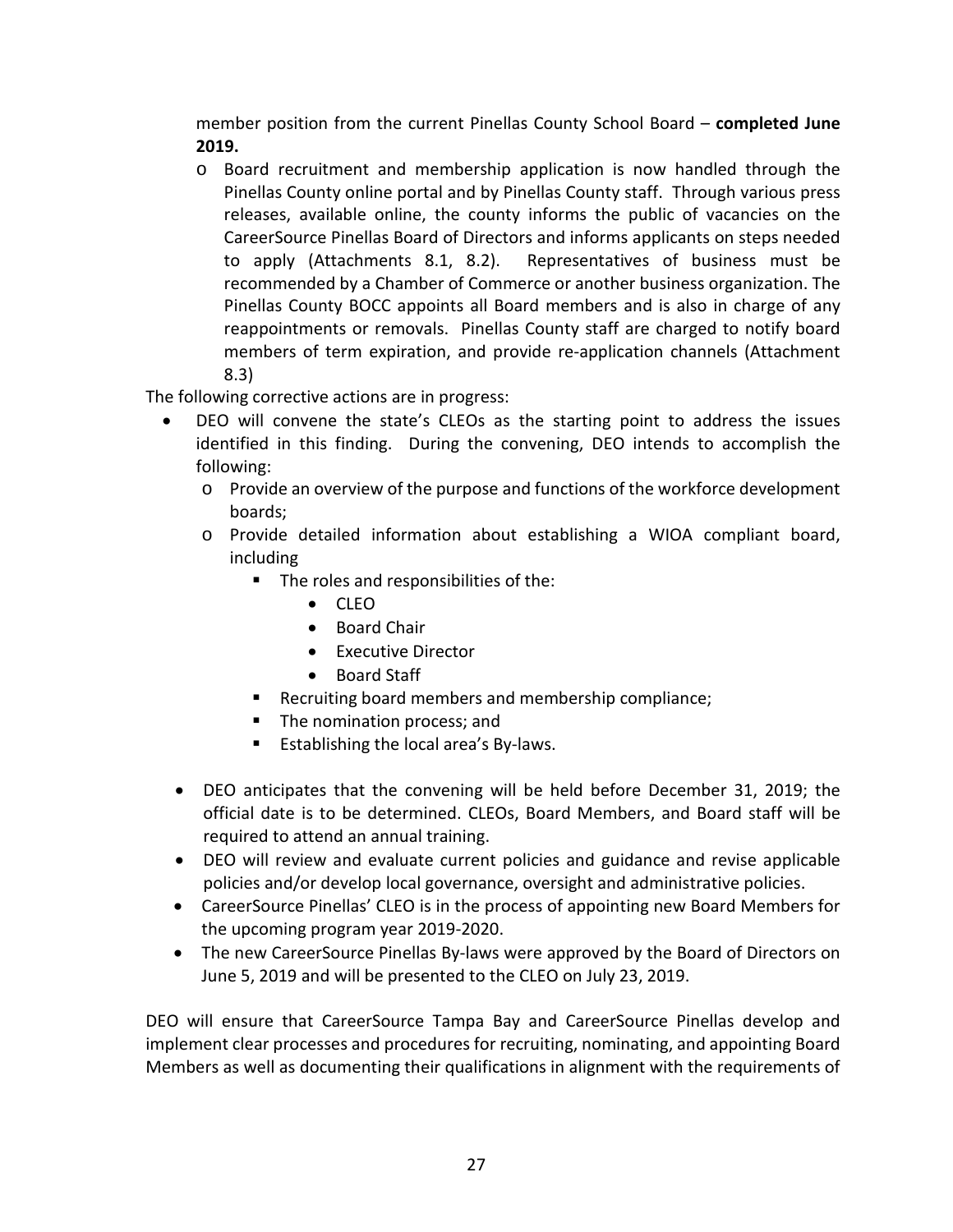member position from the current Pinellas County School Board – **completed June 2019.**

  - Board recruitment and membership application is now handled through the Pinellas County online portal and by Pinellas County staff. Through various press releases, available online, the county informs the public of vacancies on the CareerSource Pinellas Board of Directors and informs applicants on steps needed to apply (Attachments 8.1, 8.2). Representatives of business must be recommended by a Chamber of Commerce or another business organization. The Pinellas County BOCC appoints all Board members and is also in charge of any reappointments or removals. Pinellas County staff are charged to notify board members of term expiration, and provide re-application channels (Attachment 8.3)

The following corrective actions are in progress:

- DEO will convene the state's CLEOs as the starting point to address the issues identified in this finding. During the convening, DEO intends to accomplish the following:
  - Provide an overview of the purpose and functions of the workforce development boards;
  - Provide detailed information about establishing a WIOA compliant board, including
    - The roles and responsibilities of the:
      - CLEO
      - Board Chair
      - Executive Director
      - Board Staff
    - Recruiting board members and membership compliance;
    - The nomination process; and
    - Establishing the local area's By-laws.
- DEO anticipates that the convening will be held before December 31, 2019; the official date is to be determined. CLEOs, Board Members, and Board staff will be required to attend an annual training.
- DEO will review and evaluate current policies and guidance and revise applicable policies and/or develop local governance, oversight and administrative policies.
- CareerSource Pinellas' CLEO is in the process of appointing new Board Members for the upcoming program year 2019-2020.
- The new CareerSource Pinellas By-laws were approved by the Board of Directors on June 5, 2019 and will be presented to the CLEO on July 23, 2019.

DEO will ensure that CareerSource Tampa Bay and CareerSource Pinellas develop and implement clear processes and procedures for recruiting, nominating, and appointing Board Members as well as documenting their qualifications in alignment with the requirements of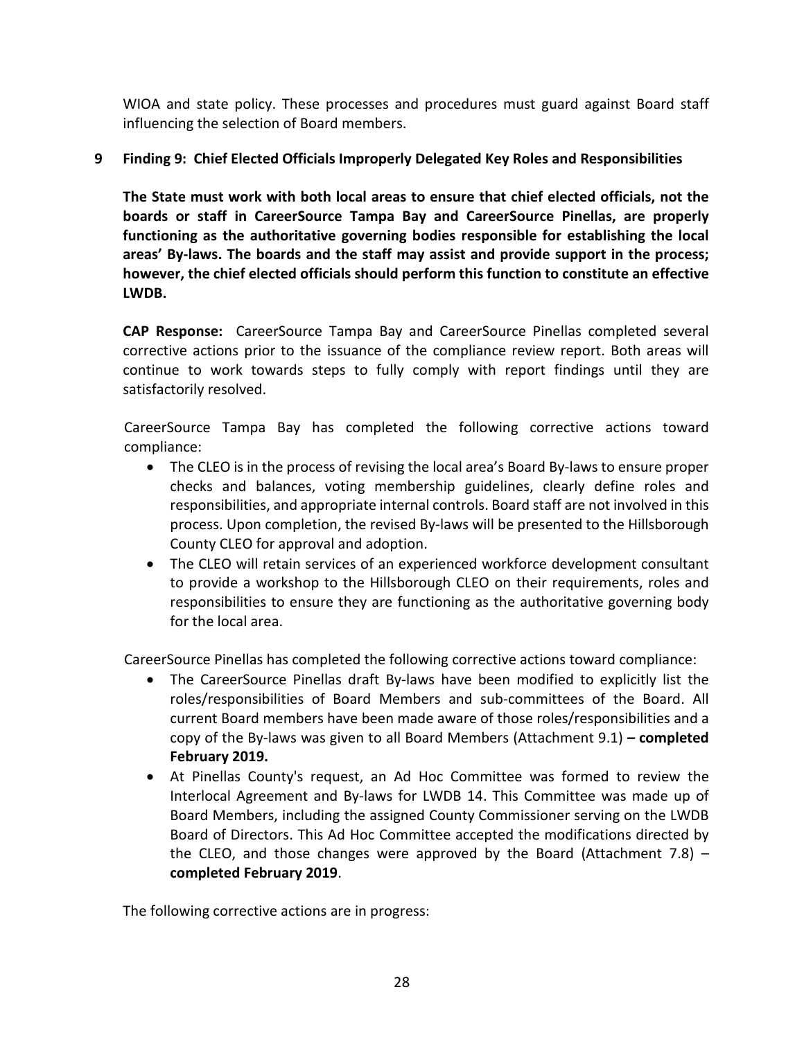WIOA and state policy. These processes and procedures must guard against Board staff influencing the selection of Board members.

**9 Finding 9: Chief Elected Officials Improperly Delegated Key Roles and Responsibilities**

**The State must work with both local areas to ensure that chief elected officials, not the boards or staff in CareerSource Tampa Bay and CareerSource Pinellas, are properly functioning as the authoritative governing bodies responsible for establishing the local areas' By-laws. The boards and the staff may assist and provide support in the process; however, the chief elected officials should perform this function to constitute an effective LWDB.**

**CAP Response:** CareerSource Tampa Bay and CareerSource Pinellas completed several corrective actions prior to the issuance of the compliance review report. Both areas will continue to work towards steps to fully comply with report findings until they are satisfactorily resolved.

CareerSource Tampa Bay has completed the following corrective actions toward compliance:

- The CLEO is in the process of revising the local area's Board By-laws to ensure proper checks and balances, voting membership guidelines, clearly define roles and responsibilities, and appropriate internal controls. Board staff are not involved in this process. Upon completion, the revised By-laws will be presented to the Hillsborough County CLEO for approval and adoption.
- The CLEO will retain services of an experienced workforce development consultant to provide a workshop to the Hillsborough CLEO on their requirements, roles and responsibilities to ensure they are functioning as the authoritative governing body for the local area.

CareerSource Pinellas has completed the following corrective actions toward compliance:

- The CareerSource Pinellas draft By-laws have been modified to explicitly list the roles/responsibilities of Board Members and sub-committees of the Board. All current Board members have been made aware of those roles/responsibilities and a copy of the By-laws was given to all Board Members (Attachment 9.1) **– completed February 2019.**
- At Pinellas County's request, an Ad Hoc Committee was formed to review the Interlocal Agreement and By-laws for LWDB 14. This Committee was made up of Board Members, including the assigned County Commissioner serving on the LWDB Board of Directors. This Ad Hoc Committee accepted the modifications directed by the CLEO, and those changes were approved by the Board (Attachment 7.8) – **completed February 2019**.

The following corrective actions are in progress: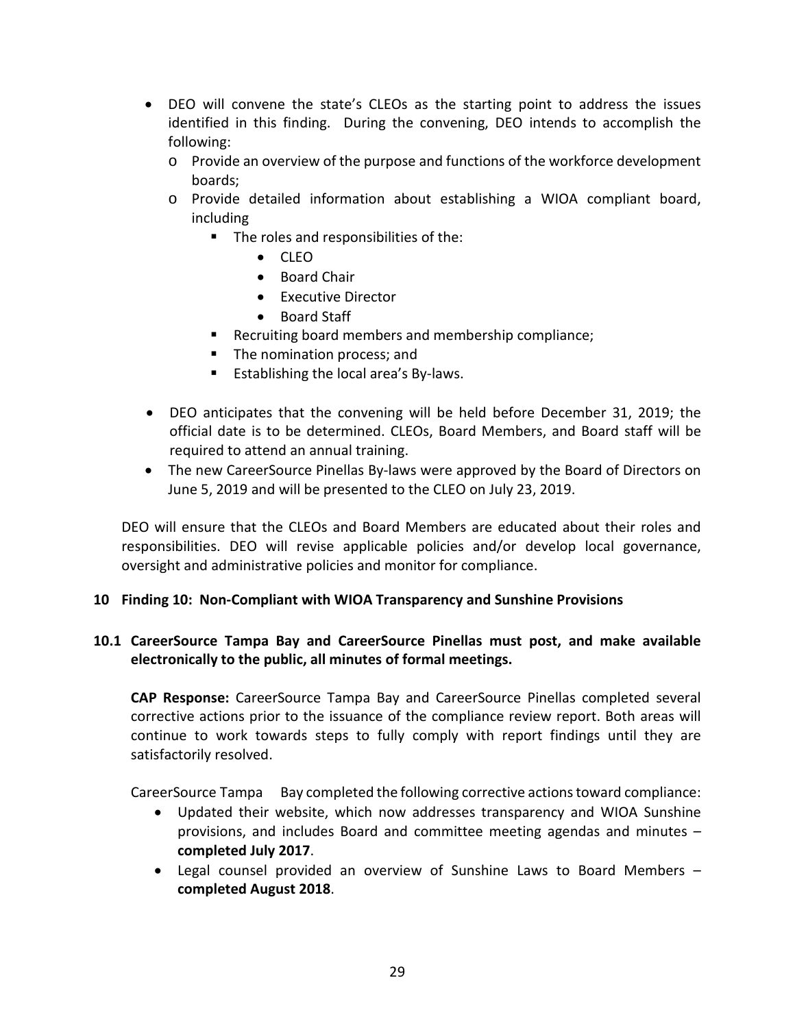- DEO will convene the state's CLEOs as the starting point to address the issues identified in this finding. During the convening, DEO intends to accomplish the following:
  - Provide an overview of the purpose and functions of the workforce development boards;
  - Provide detailed information about establishing a WIOA compliant board, including
    - The roles and responsibilities of the:
      - CLEO
      - Board Chair
      - Executive Director
      - Board Staff
    - Recruiting board members and membership compliance;
    - The nomination process; and
    - Establishing the local area's By-laws.
- DEO anticipates that the convening will be held before December 31, 2019; the official date is to be determined. CLEOs, Board Members, and Board staff will be required to attend an annual training.
- The new CareerSource Pinellas By-laws were approved by the Board of Directors on June 5, 2019 and will be presented to the CLEO on July 23, 2019.

DEO will ensure that the CLEOs and Board Members are educated about their roles and responsibilities. DEO will revise applicable policies and/or develop local governance, oversight and administrative policies and monitor for compliance.

## 10 Finding 10: Non-Compliant with WIOA Transparency and Sunshine Provisions

### 10.1 CareerSource Tampa Bay and CareerSource Pinellas must post, and make available electronically to the public, all minutes of formal meetings.

**CAP Response:** CareerSource Tampa Bay and CareerSource Pinellas completed several corrective actions prior to the issuance of the compliance review report. Both areas will continue to work towards steps to fully comply with report findings until they are satisfactorily resolved.

CareerSource Tampa Bay completed the following corrective actions toward compliance:

- Updated their website, which now addresses transparency and WIOA Sunshine provisions, and includes Board and committee meeting agendas and minutes – **completed July 2017**.
- Legal counsel provided an overview of Sunshine Laws to Board Members – **completed August 2018**.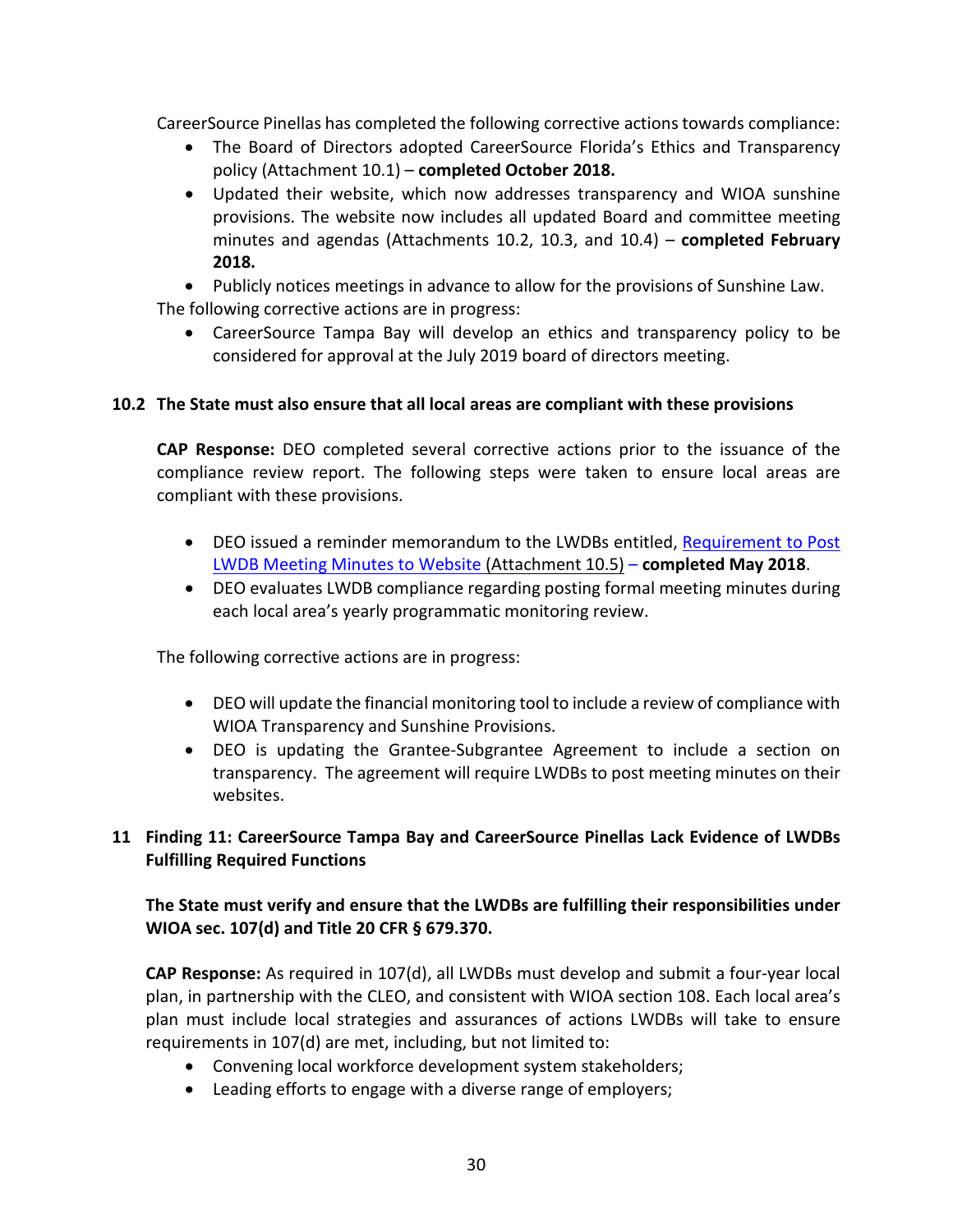CareerSource Pinellas has completed the following corrective actions towards compliance:

- The Board of Directors adopted CareerSource Florida's Ethics and Transparency policy (Attachment 10.1) – **completed October 2018.**
- Updated their website, which now addresses transparency and WIOA sunshine provisions. The website now includes all updated Board and committee meeting minutes and agendas (Attachments 10.2, 10.3, and 10.4) – **completed February 2018.**
- Publicly notices meetings in advance to allow for the provisions of Sunshine Law.

The following corrective actions are in progress:

- CareerSource Tampa Bay will develop an ethics and transparency policy to be considered for approval at the July 2019 board of directors meeting.

### 10.2 The State must also ensure that all local areas are compliant with these provisions

**CAP Response:** DEO completed several corrective actions prior to the issuance of the compliance review report. The following steps were taken to ensure local areas are compliant with these provisions.

- DEO issued a reminder memorandum to the LWDBs entitled, Requirement to Post LWDB Meeting Minutes to Website (Attachment 10.5) – **completed May 2018**.
- DEO evaluates LWDB compliance regarding posting formal meeting minutes during each local area's yearly programmatic monitoring review.

The following corrective actions are in progress:

- DEO will update the financial monitoring tool to include a review of compliance with WIOA Transparency and Sunshine Provisions.
- DEO is updating the Grantee-Subgrantee Agreement to include a section on transparency. The agreement will require LWDBs to post meeting minutes on their websites.

## 11 Finding 11: CareerSource Tampa Bay and CareerSource Pinellas Lack Evidence of LWDBs Fulfilling Required Functions

**The State must verify and ensure that the LWDBs are fulfilling their responsibilities under WIOA sec. 107(d) and Title 20 CFR § 679.370.**

**CAP Response:** As required in 107(d), all LWDBs must develop and submit a four-year local plan, in partnership with the CLEO, and consistent with WIOA section 108. Each local area's plan must include local strategies and assurances of actions LWDBs will take to ensure requirements in 107(d) are met, including, but not limited to:

- Convening local workforce development system stakeholders;
- Leading efforts to engage with a diverse range of employers;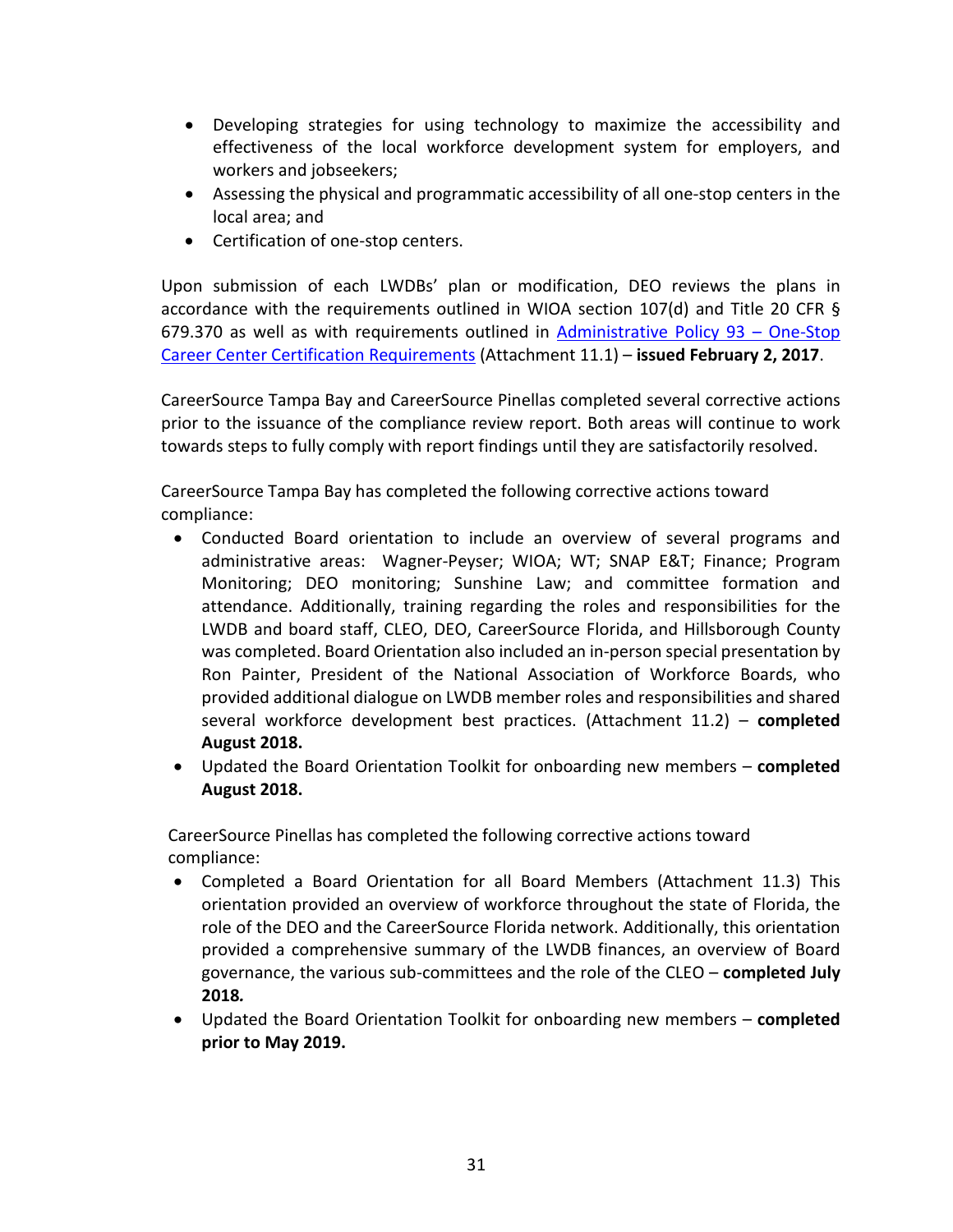- Developing strategies for using technology to maximize the accessibility and effectiveness of the local workforce development system for employers, and workers and jobseekers;
- Assessing the physical and programmatic accessibility of all one-stop centers in the local area; and
- Certification of one-stop centers.

Upon submission of each LWDBs' plan or modification, DEO reviews the plans in accordance with the requirements outlined in WIOA section 107(d) and Title 20 CFR § 679.370 as well as with requirements outlined in Administrative Policy 93 – One-Stop Career Center Certification Requirements (Attachment 11.1) – **issued February 2, 2017**.

CareerSource Tampa Bay and CareerSource Pinellas completed several corrective actions prior to the issuance of the compliance review report. Both areas will continue to work towards steps to fully comply with report findings until they are satisfactorily resolved.

CareerSource Tampa Bay has completed the following corrective actions toward compliance:

- Conducted Board orientation to include an overview of several programs and administrative areas: Wagner-Peyser; WIOA; WT; SNAP E&T; Finance; Program Monitoring; DEO monitoring; Sunshine Law; and committee formation and attendance. Additionally, training regarding the roles and responsibilities for the LWDB and board staff, CLEO, DEO, CareerSource Florida, and Hillsborough County was completed. Board Orientation also included an in-person special presentation by Ron Painter, President of the National Association of Workforce Boards, who provided additional dialogue on LWDB member roles and responsibilities and shared several workforce development best practices. (Attachment 11.2) – **completed August 2018.**
- Updated the Board Orientation Toolkit for onboarding new members – **completed August 2018.**

CareerSource Pinellas has completed the following corrective actions toward compliance:

- Completed a Board Orientation for all Board Members (Attachment 11.3) This orientation provided an overview of workforce throughout the state of Florida, the role of the DEO and the CareerSource Florida network. Additionally, this orientation provided a comprehensive summary of the LWDB finances, an overview of Board governance, the various sub-committees and the role of the CLEO – **completed July 2018.**
- Updated the Board Orientation Toolkit for onboarding new members – **completed prior to May 2019.**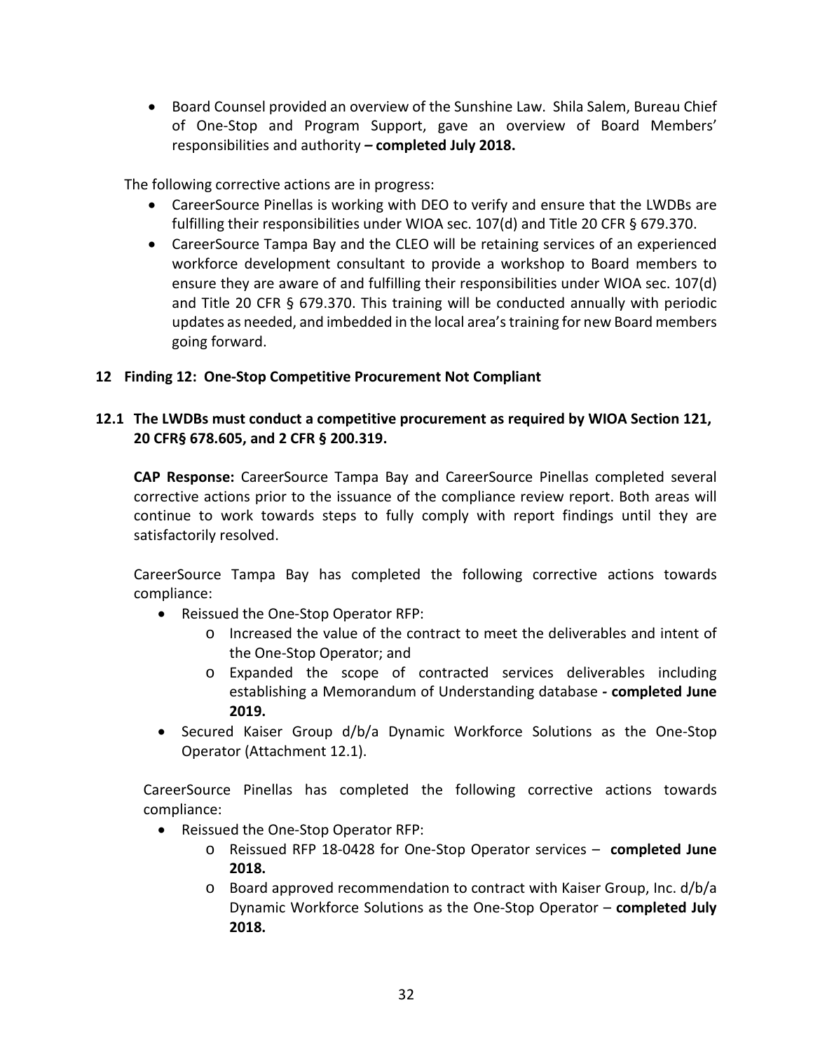- Board Counsel provided an overview of the Sunshine Law. Shila Salem, Bureau Chief of One-Stop and Program Support, gave an overview of Board Members' responsibilities and authority **– completed July 2018.**

The following corrective actions are in progress:

- CareerSource Pinellas is working with DEO to verify and ensure that the LWDBs are fulfilling their responsibilities under WIOA sec. 107(d) and Title 20 CFR § 679.370.
- CareerSource Tampa Bay and the CLEO will be retaining services of an experienced workforce development consultant to provide a workshop to Board members to ensure they are aware of and fulfilling their responsibilities under WIOA sec. 107(d) and Title 20 CFR § 679.370. This training will be conducted annually with periodic updates as needed, and imbedded in the local area's training for new Board members going forward.

## 12 Finding 12: One-Stop Competitive Procurement Not Compliant

### 12.1 The LWDBs must conduct a competitive procurement as required by WIOA Section 121, 20 CFR§ 678.605, and 2 CFR § 200.319.

**CAP Response:** CareerSource Tampa Bay and CareerSource Pinellas completed several corrective actions prior to the issuance of the compliance review report. Both areas will continue to work towards steps to fully comply with report findings until they are satisfactorily resolved.

CareerSource Tampa Bay has completed the following corrective actions towards compliance:

- Reissued the One-Stop Operator RFP:
  - Increased the value of the contract to meet the deliverables and intent of the One-Stop Operator; and
  - Expanded the scope of contracted services deliverables including establishing a Memorandum of Understanding database **- completed June 2019.**
- Secured Kaiser Group d/b/a Dynamic Workforce Solutions as the One-Stop Operator (Attachment 12.1).

CareerSource Pinellas has completed the following corrective actions towards compliance:

- Reissued the One-Stop Operator RFP:
  - Reissued RFP 18-0428 for One-Stop Operator services – **completed June 2018.**
  - Board approved recommendation to contract with Kaiser Group, Inc. d/b/a Dynamic Workforce Solutions as the One-Stop Operator – **completed July 2018.**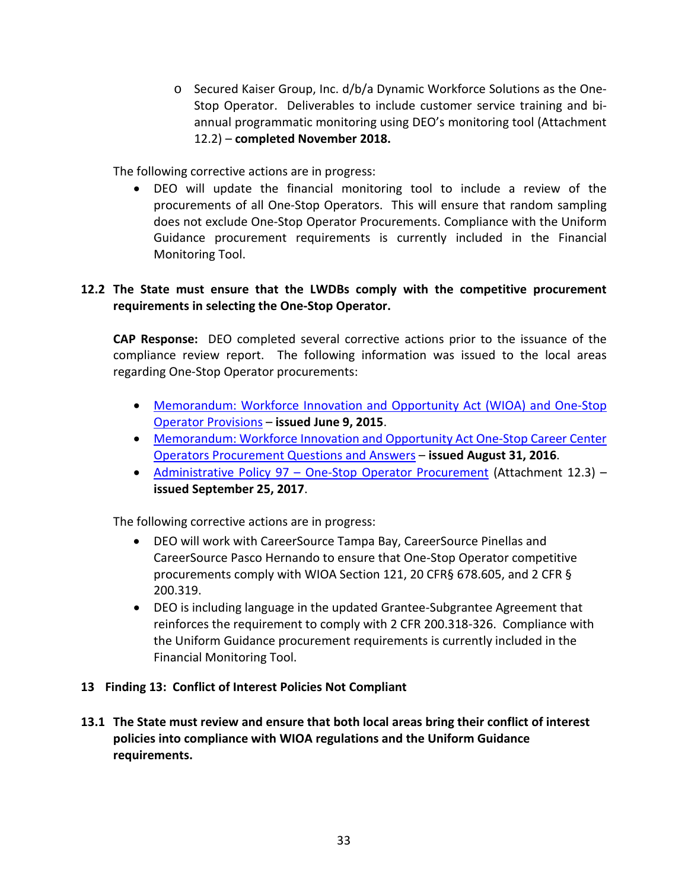- Secured Kaiser Group, Inc. d/b/a Dynamic Workforce Solutions as the One-Stop Operator. Deliverables to include customer service training and bi-annual programmatic monitoring using DEO's monitoring tool (Attachment 12.2) – **completed November 2018.**

The following corrective actions are in progress:

- DEO will update the financial monitoring tool to include a review of the procurements of all One-Stop Operators. This will ensure that random sampling does not exclude One-Stop Operator Procurements. Compliance with the Uniform Guidance procurement requirements is currently included in the Financial Monitoring Tool.

**12.2 The State must ensure that the LWDBs comply with the competitive procurement requirements in selecting the One-Stop Operator.**

**CAP Response:** DEO completed several corrective actions prior to the issuance of the compliance review report. The following information was issued to the local areas regarding One-Stop Operator procurements:

- Memorandum: Workforce Innovation and Opportunity Act (WIOA) and One-Stop Operator Provisions – **issued June 9, 2015**.
- Memorandum: Workforce Innovation and Opportunity Act One-Stop Career Center Operators Procurement Questions and Answers – **issued August 31, 2016**.
- Administrative Policy 97 – One-Stop Operator Procurement (Attachment 12.3) – **issued September 25, 2017**.

The following corrective actions are in progress:

- DEO will work with CareerSource Tampa Bay, CareerSource Pinellas and CareerSource Pasco Hernando to ensure that One-Stop Operator competitive procurements comply with WIOA Section 121, 20 CFR§ 678.605, and 2 CFR § 200.319.
- DEO is including language in the updated Grantee-Subgrantee Agreement that reinforces the requirement to comply with 2 CFR 200.318-326. Compliance with the Uniform Guidance procurement requirements is currently included in the Financial Monitoring Tool.

**13 Finding 13: Conflict of Interest Policies Not Compliant**

**13.1 The State must review and ensure that both local areas bring their conflict of interest policies into compliance with WIOA regulations and the Uniform Guidance requirements.**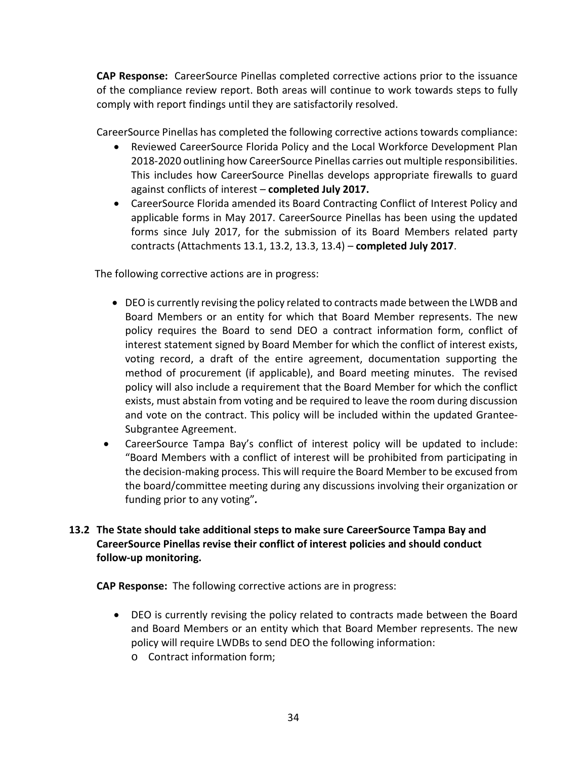**CAP Response:** CareerSource Pinellas completed corrective actions prior to the issuance of the compliance review report. Both areas will continue to work towards steps to fully comply with report findings until they are satisfactorily resolved.

CareerSource Pinellas has completed the following corrective actions towards compliance:

- Reviewed CareerSource Florida Policy and the Local Workforce Development Plan 2018-2020 outlining how CareerSource Pinellas carries out multiple responsibilities. This includes how CareerSource Pinellas develops appropriate firewalls to guard against conflicts of interest – **completed July 2017.**
- CareerSource Florida amended its Board Contracting Conflict of Interest Policy and applicable forms in May 2017. CareerSource Pinellas has been using the updated forms since July 2017, for the submission of its Board Members related party contracts (Attachments 13.1, 13.2, 13.3, 13.4) – **completed July 2017**.

The following corrective actions are in progress:

- DEO is currently revising the policy related to contracts made between the LWDB and Board Members or an entity for which that Board Member represents. The new policy requires the Board to send DEO a contract information form, conflict of interest statement signed by Board Member for which the conflict of interest exists, voting record, a draft of the entire agreement, documentation supporting the method of procurement (if applicable), and Board meeting minutes. The revised policy will also include a requirement that the Board Member for which the conflict exists, must abstain from voting and be required to leave the room during discussion and vote on the contract. This policy will be included within the updated Grantee-Subgrantee Agreement.
- CareerSource Tampa Bay's conflict of interest policy will be updated to include: "Board Members with a conflict of interest will be prohibited from participating in the decision-making process. This will require the Board Member to be excused from the board/committee meeting during any discussions involving their organization or funding prior to any voting"*.*

**13.2 The State should take additional steps to make sure CareerSource Tampa Bay and CareerSource Pinellas revise their conflict of interest policies and should conduct follow-up monitoring.**

**CAP Response:** The following corrective actions are in progress:

- DEO is currently revising the policy related to contracts made between the Board and Board Members or an entity which that Board Member represents. The new policy will require LWDBs to send DEO the following information:
  - Contract information form;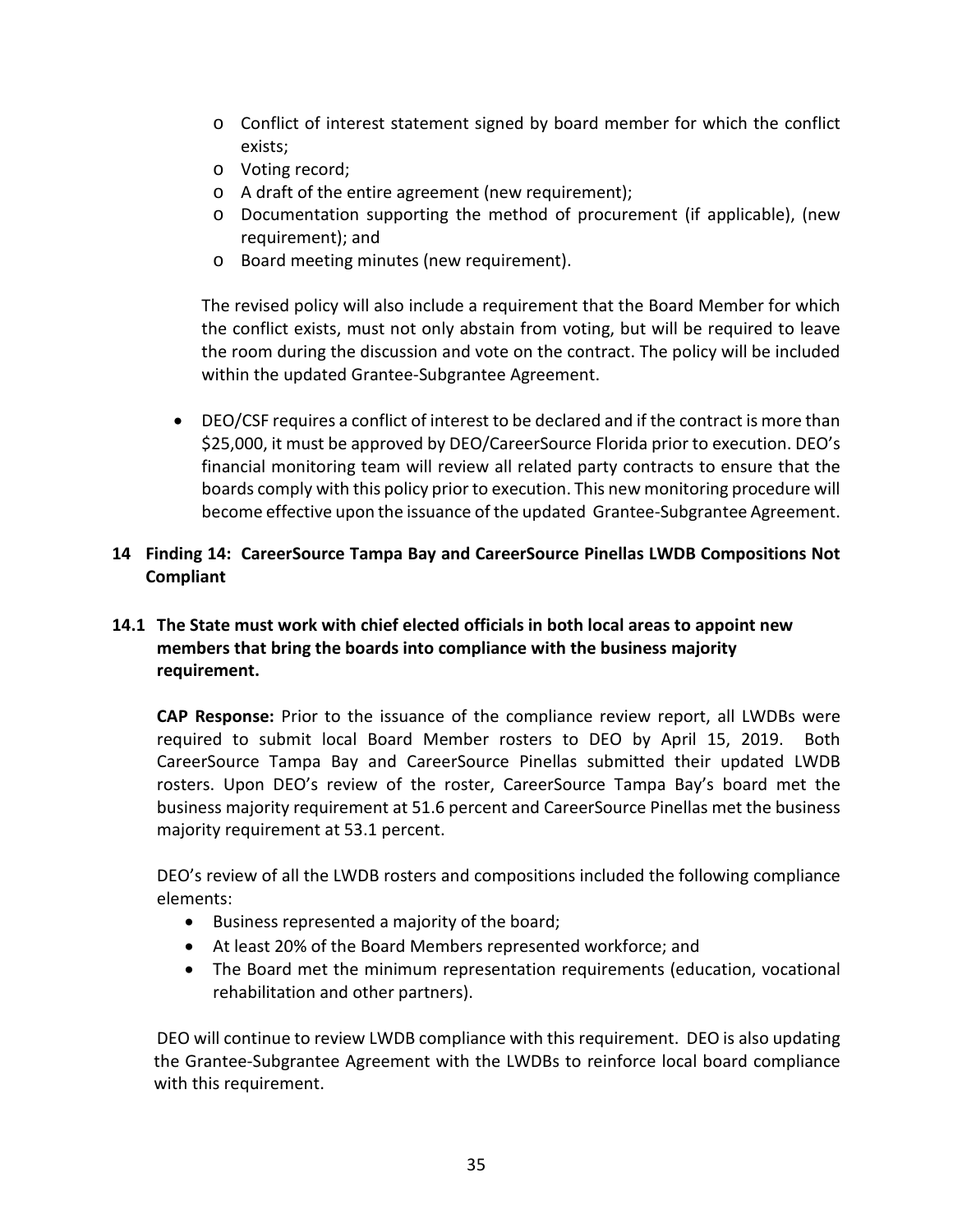- Conflict of interest statement signed by board member for which the conflict exists;
- Voting record;
- A draft of the entire agreement (new requirement);
- Documentation supporting the method of procurement (if applicable), (new requirement); and
- Board meeting minutes (new requirement).

The revised policy will also include a requirement that the Board Member for which the conflict exists, must not only abstain from voting, but will be required to leave the room during the discussion and vote on the contract. The policy will be included within the updated Grantee-Subgrantee Agreement.

- DEO/CSF requires a conflict of interest to be declared and if the contract is more than $25,000, it must be approved by DEO/CareerSource Florida prior to execution. DEO's financial monitoring team will review all related party contracts to ensure that the boards comply with this policy prior to execution. This new monitoring procedure will become effective upon the issuance of the updated Grantee-Subgrantee Agreement.

## 14 Finding 14: CareerSource Tampa Bay and CareerSource Pinellas LWDB Compositions Not Compliant

### 14.1 The State must work with chief elected officials in both local areas to appoint new members that bring the boards into compliance with the business majority requirement.

**CAP Response:** Prior to the issuance of the compliance review report, all LWDBs were required to submit local Board Member rosters to DEO by April 15, 2019. Both CareerSource Tampa Bay and CareerSource Pinellas submitted their updated LWDB rosters. Upon DEO's review of the roster, CareerSource Tampa Bay's board met the business majority requirement at 51.6 percent and CareerSource Pinellas met the business majority requirement at 53.1 percent.

DEO's review of all the LWDB rosters and compositions included the following compliance elements:

- Business represented a majority of the board;
- At least 20% of the Board Members represented workforce; and
- The Board met the minimum representation requirements (education, vocational rehabilitation and other partners).

DEO will continue to review LWDB compliance with this requirement. DEO is also updating the Grantee-Subgrantee Agreement with the LWDBs to reinforce local board compliance with this requirement.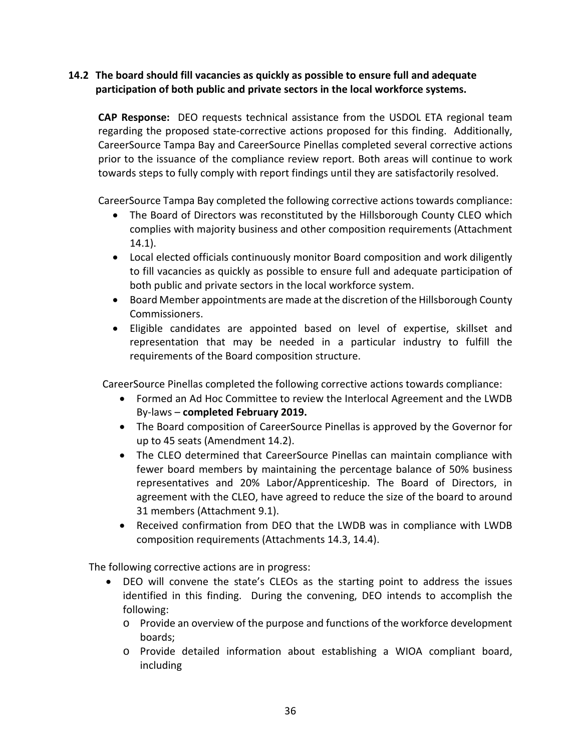**14.2 The board should fill vacancies as quickly as possible to ensure full and adequate participation of both public and private sectors in the local workforce systems.**

**CAP Response:** DEO requests technical assistance from the USDOL ETA regional team regarding the proposed state-corrective actions proposed for this finding. Additionally, CareerSource Tampa Bay and CareerSource Pinellas completed several corrective actions prior to the issuance of the compliance review report. Both areas will continue to work towards steps to fully comply with report findings until they are satisfactorily resolved.

CareerSource Tampa Bay completed the following corrective actions towards compliance:

- The Board of Directors was reconstituted by the Hillsborough County CLEO which complies with majority business and other composition requirements (Attachment 14.1).
- Local elected officials continuously monitor Board composition and work diligently to fill vacancies as quickly as possible to ensure full and adequate participation of both public and private sectors in the local workforce system.
- Board Member appointments are made at the discretion of the Hillsborough County Commissioners.
- Eligible candidates are appointed based on level of expertise, skillset and representation that may be needed in a particular industry to fulfill the requirements of the Board composition structure.

CareerSource Pinellas completed the following corrective actions towards compliance:

- Formed an Ad Hoc Committee to review the Interlocal Agreement and the LWDB By-laws – **completed February 2019.**
- The Board composition of CareerSource Pinellas is approved by the Governor for up to 45 seats (Amendment 14.2).
- The CLEO determined that CareerSource Pinellas can maintain compliance with fewer board members by maintaining the percentage balance of 50% business representatives and 20% Labor/Apprenticeship. The Board of Directors, in agreement with the CLEO, have agreed to reduce the size of the board to around 31 members (Attachment 9.1).
- Received confirmation from DEO that the LWDB was in compliance with LWDB composition requirements (Attachments 14.3, 14.4).

The following corrective actions are in progress:

- DEO will convene the state's CLEOs as the starting point to address the issues identified in this finding. During the convening, DEO intends to accomplish the following:
  - Provide an overview of the purpose and functions of the workforce development boards;
  - Provide detailed information about establishing a WIOA compliant board, including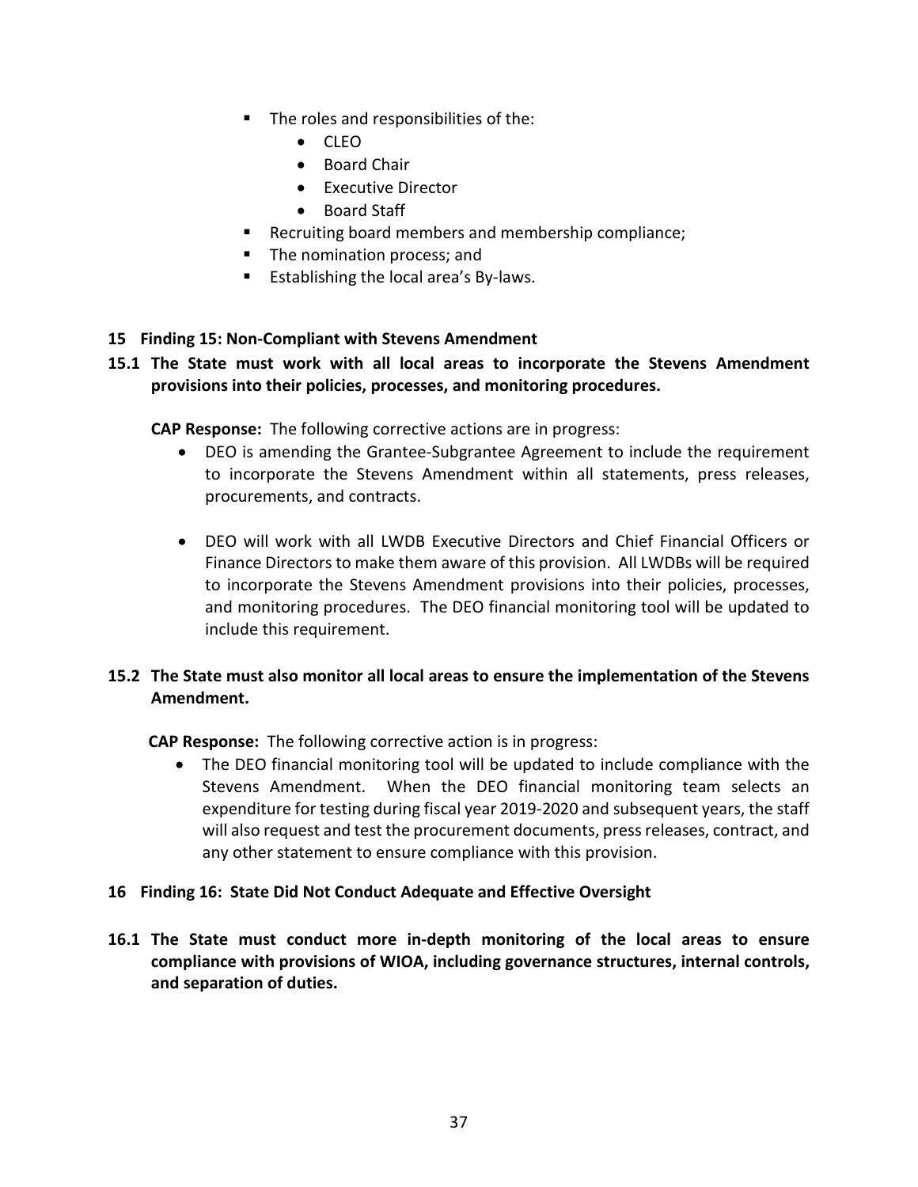- The roles and responsibilities of the:
  - CLEO
  - Board Chair
  - Executive Director
  - Board Staff
- Recruiting board members and membership compliance;
- The nomination process; and
- Establishing the local area's By-laws.

**15 Finding 15: Non-Compliant with Stevens Amendment**

**15.1 The State must work with all local areas to incorporate the Stevens Amendment provisions into their policies, processes, and monitoring procedures.**

**CAP Response:** The following corrective actions are in progress:

- DEO is amending the Grantee-Subgrantee Agreement to include the requirement to incorporate the Stevens Amendment within all statements, press releases, procurements, and contracts.
- DEO will work with all LWDB Executive Directors and Chief Financial Officers or Finance Directors to make them aware of this provision. All LWDBs will be required to incorporate the Stevens Amendment provisions into their policies, processes, and monitoring procedures. The DEO financial monitoring tool will be updated to include this requirement.

**15.2 The State must also monitor all local areas to ensure the implementation of the Stevens Amendment.**

**CAP Response:** The following corrective action is in progress:

- The DEO financial monitoring tool will be updated to include compliance with the Stevens Amendment. When the DEO financial monitoring team selects an expenditure for testing during fiscal year 2019-2020 and subsequent years, the staff will also request and test the procurement documents, press releases, contract, and any other statement to ensure compliance with this provision.

**16 Finding 16: State Did Not Conduct Adequate and Effective Oversight**

**16.1 The State must conduct more in-depth monitoring of the local areas to ensure compliance with provisions of WIOA, including governance structures, internal controls, and separation of duties.**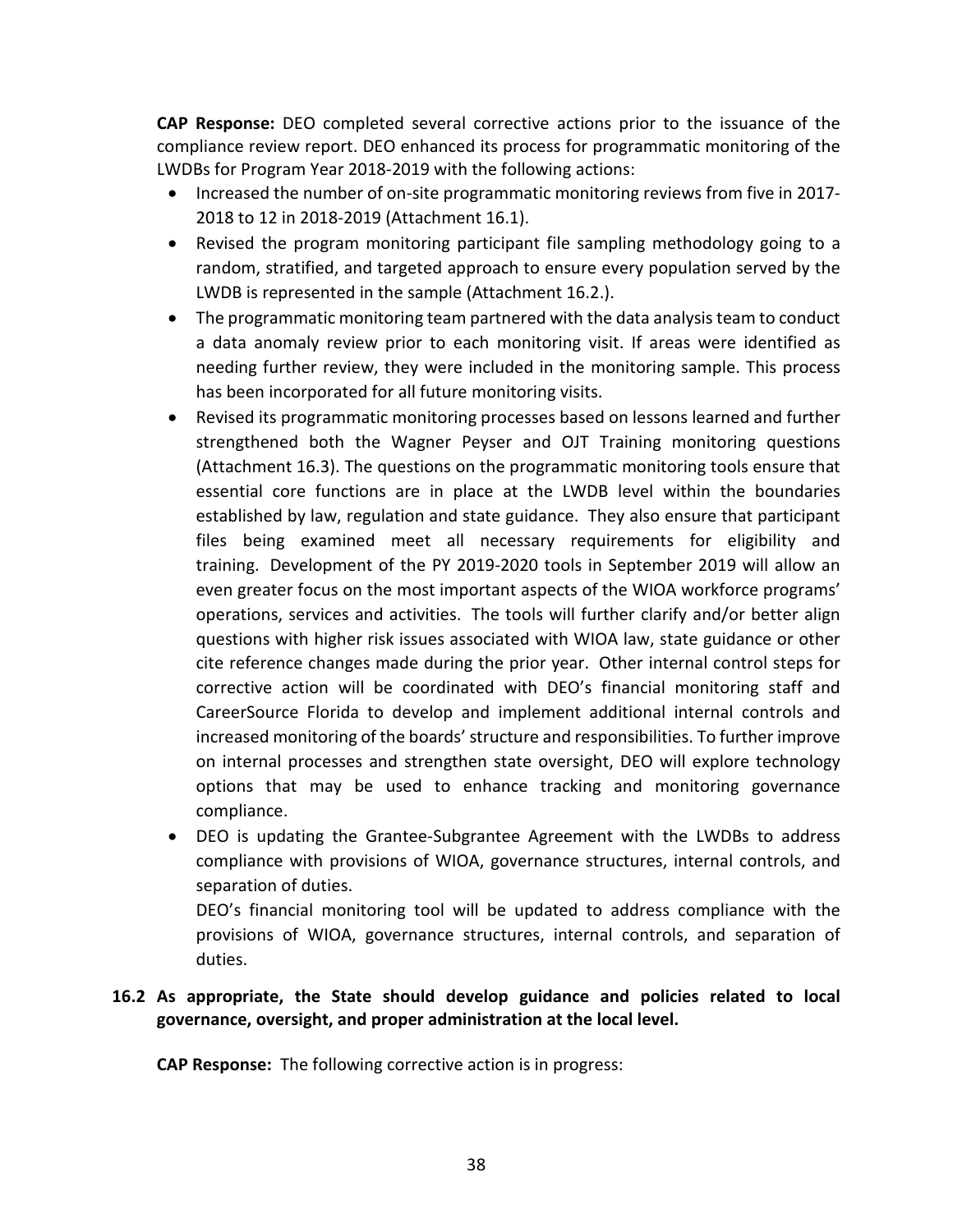**CAP Response:** DEO completed several corrective actions prior to the issuance of the compliance review report. DEO enhanced its process for programmatic monitoring of the LWDBs for Program Year 2018-2019 with the following actions:

- Increased the number of on-site programmatic monitoring reviews from five in 2017-2018 to 12 in 2018-2019 (Attachment 16.1).
- Revised the program monitoring participant file sampling methodology going to a random, stratified, and targeted approach to ensure every population served by the LWDB is represented in the sample (Attachment 16.2.).
- The programmatic monitoring team partnered with the data analysis team to conduct a data anomaly review prior to each monitoring visit. If areas were identified as needing further review, they were included in the monitoring sample. This process has been incorporated for all future monitoring visits.
- Revised its programmatic monitoring processes based on lessons learned and further strengthened both the Wagner Peyser and OJT Training monitoring questions (Attachment 16.3). The questions on the programmatic monitoring tools ensure that essential core functions are in place at the LWDB level within the boundaries established by law, regulation and state guidance. They also ensure that participant files being examined meet all necessary requirements for eligibility and training. Development of the PY 2019-2020 tools in September 2019 will allow an even greater focus on the most important aspects of the WIOA workforce programs' operations, services and activities. The tools will further clarify and/or better align questions with higher risk issues associated with WIOA law, state guidance or other cite reference changes made during the prior year. Other internal control steps for corrective action will be coordinated with DEO's financial monitoring staff and CareerSource Florida to develop and implement additional internal controls and increased monitoring of the boards' structure and responsibilities. To further improve on internal processes and strengthen state oversight, DEO will explore technology options that may be used to enhance tracking and monitoring governance compliance.
- DEO is updating the Grantee-Subgrantee Agreement with the LWDBs to address compliance with provisions of WIOA, governance structures, internal controls, and separation of duties.

  DEO's financial monitoring tool will be updated to address compliance with the provisions of WIOA, governance structures, internal controls, and separation of duties.

**16.2 As appropriate, the State should develop guidance and policies related to local governance, oversight, and proper administration at the local level.**

**CAP Response:** The following corrective action is in progress: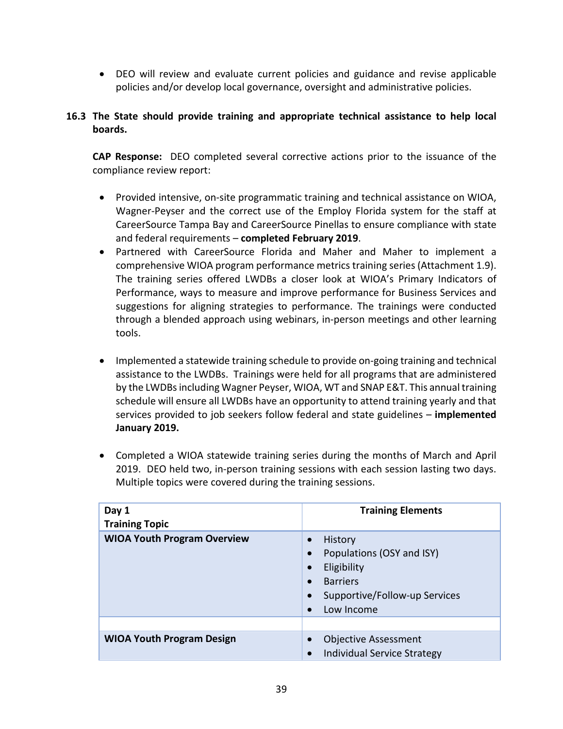- DEO will review and evaluate current policies and guidance and revise applicable policies and/or develop local governance, oversight and administrative policies.

**16.3 The State should provide training and appropriate technical assistance to help local boards.**

**CAP Response:** DEO completed several corrective actions prior to the issuance of the compliance review report:

- Provided intensive, on-site programmatic training and technical assistance on WIOA, Wagner-Peyser and the correct use of the Employ Florida system for the staff at CareerSource Tampa Bay and CareerSource Pinellas to ensure compliance with state and federal requirements – **completed February 2019**.
- Partnered with CareerSource Florida and Maher and Maher to implement a comprehensive WIOA program performance metrics training series (Attachment 1.9). The training series offered LWDBs a closer look at WIOA's Primary Indicators of Performance, ways to measure and improve performance for Business Services and suggestions for aligning strategies to performance. The trainings were conducted through a blended approach using webinars, in-person meetings and other learning tools.

- Implemented a statewide training schedule to provide on-going training and technical assistance to the LWDBs. Trainings were held for all programs that are administered by the LWDBs including Wagner Peyser, WIOA, WT and SNAP E&T. This annual training schedule will ensure all LWDBs have an opportunity to attend training yearly and that services provided to job seekers follow federal and state guidelines – **implemented January 2019.**

- Completed a WIOA statewide training series during the months of March and April 2019. DEO held two, in-person training sessions with each session lasting two days. Multiple topics were covered during the training sessions.

| **Day 1**<br>**Training Topic** | **Training Elements** |
|---|---|
| **WIOA Youth Program Overview** | • History<br>• Populations (OSY and ISY)<br>• Eligibility<br>• Barriers<br>• Supportive/Follow-up Services<br>• Low Income |
| | |
| **WIOA Youth Program Design** | • Objective Assessment<br>• Individual Service Strategy |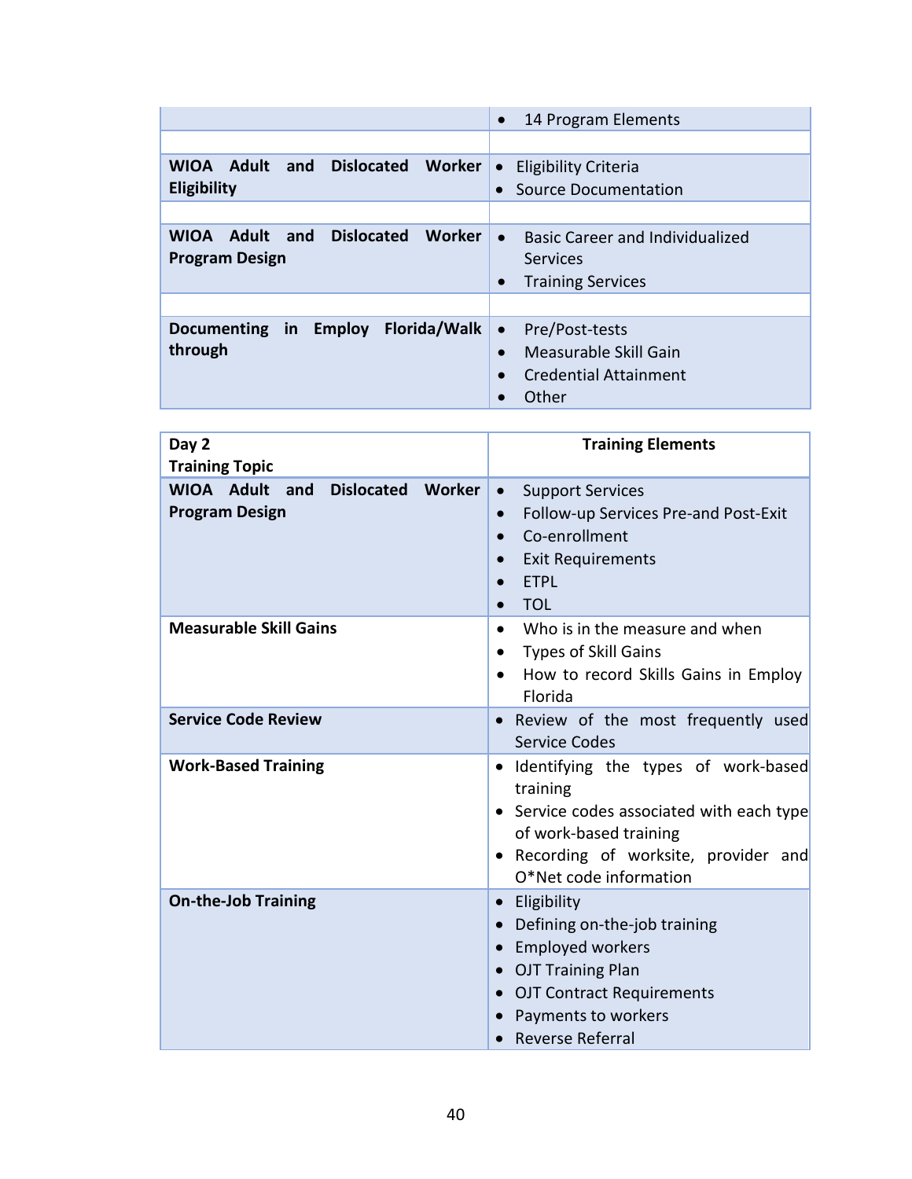| | |
|---|---|
| | • 14 Program Elements |
| | |
| **WIOA Adult and Dislocated Worker Eligibility** | • Eligibility Criteria<br>• Source Documentation |
| | |
| **WIOA Adult and Dislocated Worker Program Design** | • Basic Career and Individualized Services<br>• Training Services |
| | |
| **Documenting in Employ Florida/Walk through** | • Pre/Post-tests<br>• Measurable Skill Gain<br>• Credential Attainment<br>• Other |

| **Day 2**<br>**Training Topic** | **Training Elements** |
|---|---|
| **WIOA Adult and Dislocated Worker Program Design** | • Support Services<br>• Follow-up Services Pre-and Post-Exit<br>• Co-enrollment<br>• Exit Requirements<br>• ETPL<br>• TOL |
| **Measurable Skill Gains** | • Who is in the measure and when<br>• Types of Skill Gains<br>• How to record Skills Gains in Employ Florida |
| **Service Code Review** | • Review of the most frequently used Service Codes |
| **Work-Based Training** | • Identifying the types of work-based training<br>• Service codes associated with each type of work-based training<br>• Recording of worksite, provider and O*Net code information |
| **On-the-Job Training** | • Eligibility<br>• Defining on-the-job training<br>• Employed workers<br>• OJT Training Plan<br>• OJT Contract Requirements<br>• Payments to workers<br>• Reverse Referral |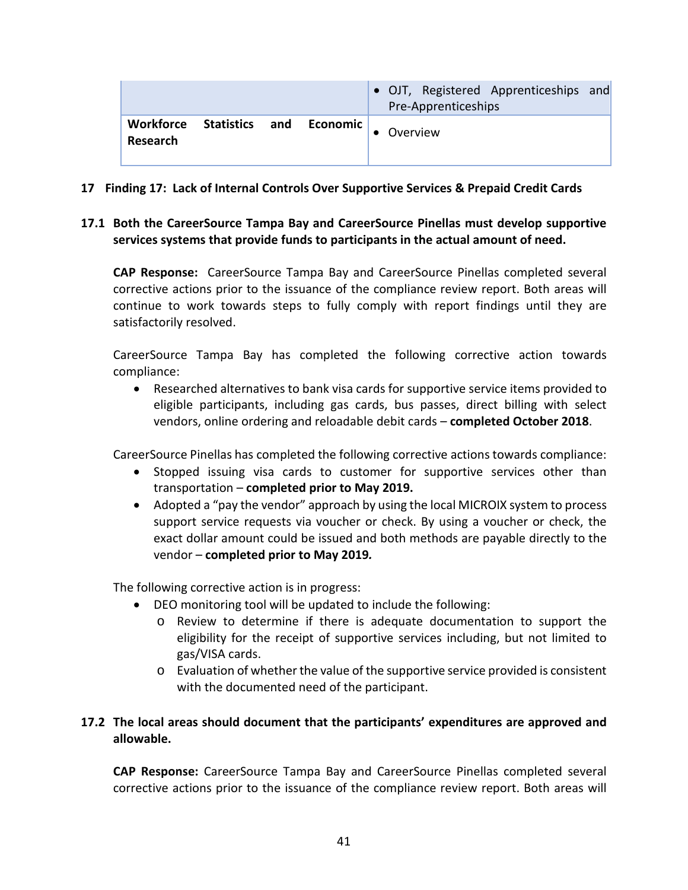| | |
|---|---|
| | • OJT, Registered Apprenticeships and Pre-Apprenticeships |
| **Workforce Statistics and Economic Research** | • Overview |

## 17 Finding 17: Lack of Internal Controls Over Supportive Services & Prepaid Credit Cards

### 17.1 Both the CareerSource Tampa Bay and CareerSource Pinellas must develop supportive services systems that provide funds to participants in the actual amount of need.

**CAP Response:** CareerSource Tampa Bay and CareerSource Pinellas completed several corrective actions prior to the issuance of the compliance review report. Both areas will continue to work towards steps to fully comply with report findings until they are satisfactorily resolved.

CareerSource Tampa Bay has completed the following corrective action towards compliance:

- Researched alternatives to bank visa cards for supportive service items provided to eligible participants, including gas cards, bus passes, direct billing with select vendors, online ordering and reloadable debit cards – **completed October 2018**.

CareerSource Pinellas has completed the following corrective actions towards compliance:

- Stopped issuing visa cards to customer for supportive services other than transportation – **completed prior to May 2019.**
- Adopted a "pay the vendor" approach by using the local MICROIX system to process support service requests via voucher or check. By using a voucher or check, the exact dollar amount could be issued and both methods are payable directly to the vendor – ***completed prior to May 2019.***

The following corrective action is in progress:

- DEO monitoring tool will be updated to include the following:
  - Review to determine if there is adequate documentation to support the eligibility for the receipt of supportive services including, but not limited to gas/VISA cards.
  - Evaluation of whether the value of the supportive service provided is consistent with the documented need of the participant.

### 17.2 The local areas should document that the participants' expenditures are approved and allowable.

**CAP Response:** CareerSource Tampa Bay and CareerSource Pinellas completed several corrective actions prior to the issuance of the compliance review report. Both areas will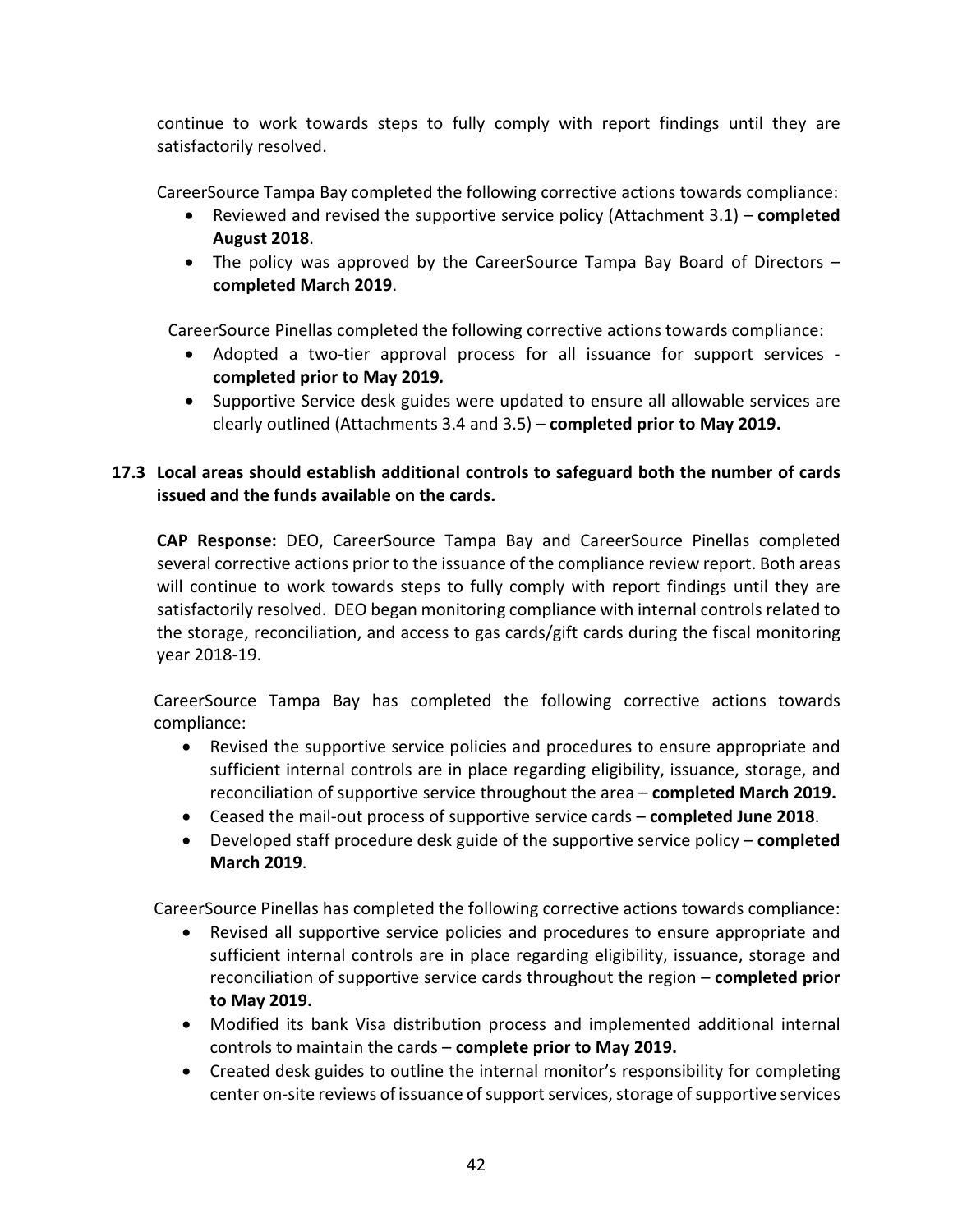continue to work towards steps to fully comply with report findings until they are satisfactorily resolved.

CareerSource Tampa Bay completed the following corrective actions towards compliance:

- Reviewed and revised the supportive service policy (Attachment 3.1) – **completed August 2018**.
- The policy was approved by the CareerSource Tampa Bay Board of Directors – **completed March 2019**.

CareerSource Pinellas completed the following corrective actions towards compliance:

- Adopted a two-tier approval process for all issuance for support services - **completed prior to May 2019.**
- Supportive Service desk guides were updated to ensure all allowable services are clearly outlined (Attachments 3.4 and 3.5) – **completed prior to May 2019.**

**17.3 Local areas should establish additional controls to safeguard both the number of cards issued and the funds available on the cards.**

**CAP Response:** DEO, CareerSource Tampa Bay and CareerSource Pinellas completed several corrective actions prior to the issuance of the compliance review report. Both areas will continue to work towards steps to fully comply with report findings until they are satisfactorily resolved. DEO began monitoring compliance with internal controls related to the storage, reconciliation, and access to gas cards/gift cards during the fiscal monitoring year 2018-19.

CareerSource Tampa Bay has completed the following corrective actions towards compliance:

- Revised the supportive service policies and procedures to ensure appropriate and sufficient internal controls are in place regarding eligibility, issuance, storage, and reconciliation of supportive service throughout the area – **completed March 2019.**
- Ceased the mail-out process of supportive service cards – **completed June 2018**.
- Developed staff procedure desk guide of the supportive service policy – **completed March 2019**.

CareerSource Pinellas has completed the following corrective actions towards compliance:

- Revised all supportive service policies and procedures to ensure appropriate and sufficient internal controls are in place regarding eligibility, issuance, storage and reconciliation of supportive service cards throughout the region – **completed prior to May 2019.**
- Modified its bank Visa distribution process and implemented additional internal controls to maintain the cards – **complete prior to May 2019.**
- Created desk guides to outline the internal monitor's responsibility for completing center on-site reviews of issuance of support services, storage of supportive services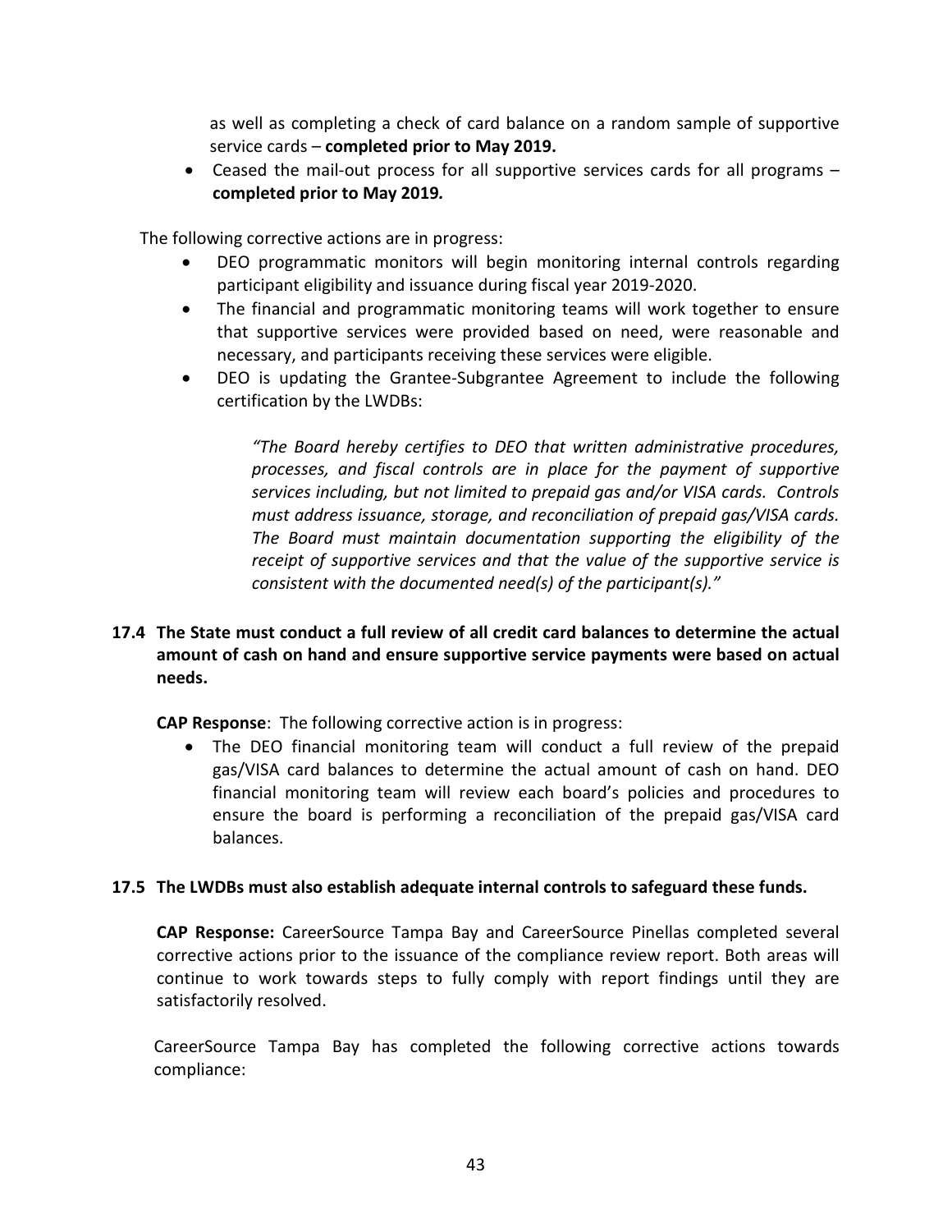as well as completing a check of card balance on a random sample of supportive service cards – **completed prior to May 2019.**

- Ceased the mail-out process for all supportive services cards for all programs – **completed prior to May 2019.**

The following corrective actions are in progress:

- DEO programmatic monitors will begin monitoring internal controls regarding participant eligibility and issuance during fiscal year 2019-2020.
- The financial and programmatic monitoring teams will work together to ensure that supportive services were provided based on need, were reasonable and necessary, and participants receiving these services were eligible.
- DEO is updating the Grantee-Subgrantee Agreement to include the following certification by the LWDBs:

> *"The Board hereby certifies to DEO that written administrative procedures, processes, and fiscal controls are in place for the payment of supportive services including, but not limited to prepaid gas and/or VISA cards. Controls must address issuance, storage, and reconciliation of prepaid gas/VISA cards. The Board must maintain documentation supporting the eligibility of the receipt of supportive services and that the value of the supportive service is consistent with the documented need(s) of the participant(s)."*

**17.4 The State must conduct a full review of all credit card balances to determine the actual amount of cash on hand and ensure supportive service payments were based on actual needs.**

**CAP Response**: The following corrective action is in progress:

- The DEO financial monitoring team will conduct a full review of the prepaid gas/VISA card balances to determine the actual amount of cash on hand. DEO financial monitoring team will review each board's policies and procedures to ensure the board is performing a reconciliation of the prepaid gas/VISA card balances.

**17.5 The LWDBs must also establish adequate internal controls to safeguard these funds.**

**CAP Response:** CareerSource Tampa Bay and CareerSource Pinellas completed several corrective actions prior to the issuance of the compliance review report. Both areas will continue to work towards steps to fully comply with report findings until they are satisfactorily resolved.

CareerSource Tampa Bay has completed the following corrective actions towards compliance: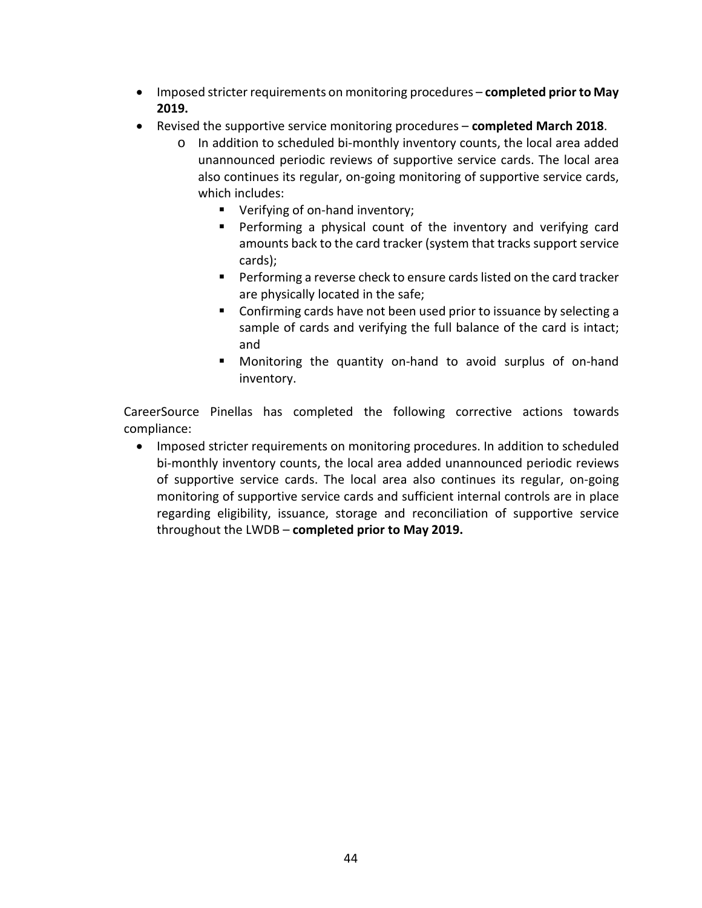- Imposed stricter requirements on monitoring procedures – **completed prior to May 2019.**
- Revised the supportive service monitoring procedures – **completed March 2018**.
  - In addition to scheduled bi-monthly inventory counts, the local area added unannounced periodic reviews of supportive service cards. The local area also continues its regular, on-going monitoring of supportive service cards, which includes:
    - Verifying of on-hand inventory;
    - Performing a physical count of the inventory and verifying card amounts back to the card tracker (system that tracks support service cards);
    - Performing a reverse check to ensure cards listed on the card tracker are physically located in the safe;
    - Confirming cards have not been used prior to issuance by selecting a sample of cards and verifying the full balance of the card is intact; and
    - Monitoring the quantity on-hand to avoid surplus of on-hand inventory.

CareerSource Pinellas has completed the following corrective actions towards compliance:

- Imposed stricter requirements on monitoring procedures. In addition to scheduled bi-monthly inventory counts, the local area added unannounced periodic reviews of supportive service cards. The local area also continues its regular, on-going monitoring of supportive service cards and sufficient internal controls are in place regarding eligibility, issuance, storage and reconciliation of supportive service throughout the LWDB – **completed prior to May 2019.**